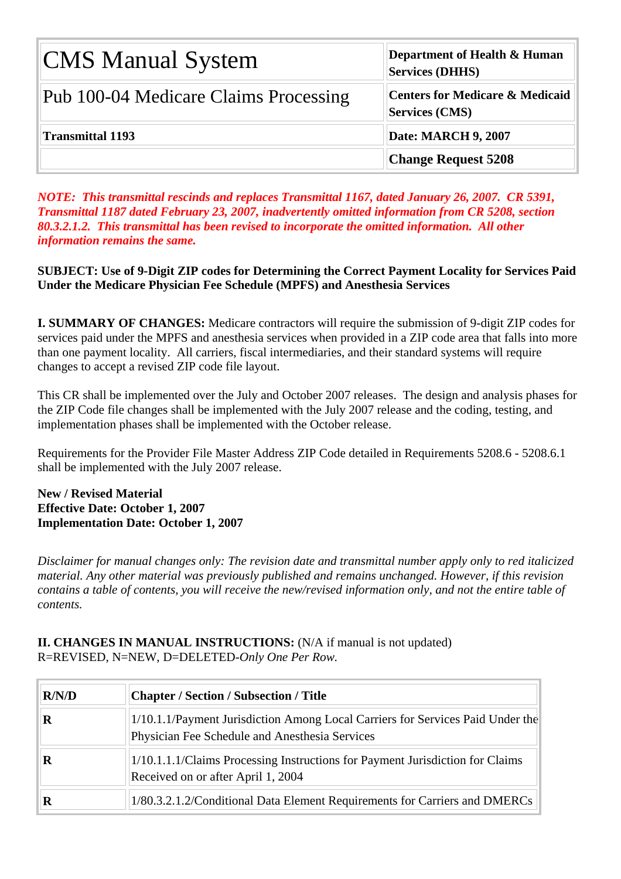| CMS Manual System | Department of Health & Human Services (DHHS) |
|---|---|
| Pub 100-04 Medicare Claims Processing | Centers for Medicare & Medicaid Services (CMS) |
| **Transmittal 1193** | **Date: MARCH 9, 2007** |
| | **Change Request 5208** |

***NOTE: This transmittal rescinds and replaces Transmittal 1167, dated January 26, 2007. CR 5391, Transmittal 1187 dated February 23, 2007, inadvertently omitted information from CR 5208, section 80.3.2.1.2. This transmittal has been revised to incorporate the omitted information. All other information remains the same.***

**SUBJECT: Use of 9-Digit ZIP codes for Determining the Correct Payment Locality for Services Paid Under the Medicare Physician Fee Schedule (MPFS) and Anesthesia Services**

**I. SUMMARY OF CHANGES:** Medicare contractors will require the submission of 9-digit ZIP codes for services paid under the MPFS and anesthesia services when provided in a ZIP code area that falls into more than one payment locality. All carriers, fiscal intermediaries, and their standard systems will require changes to accept a revised ZIP code file layout.

This CR shall be implemented over the July and October 2007 releases. The design and analysis phases for the ZIP Code file changes shall be implemented with the July 2007 release and the coding, testing, and implementation phases shall be implemented with the October release.

Requirements for the Provider File Master Address ZIP Code detailed in Requirements 5208.6 - 5208.6.1 shall be implemented with the July 2007 release.

**New / Revised Material**
**Effective Date: October 1, 2007**
**Implementation Date: October 1, 2007**

*Disclaimer for manual changes only: The revision date and transmittal number apply only to red italicized material. Any other material was previously published and remains unchanged. However, if this revision contains a table of contents, you will receive the new/revised information only, and not the entire table of contents.*

**II. CHANGES IN MANUAL INSTRUCTIONS:** (N/A if manual is not updated)
R=REVISED, N=NEW, D=DELETED-*Only One Per Row.*

| R/N/D | Chapter / Section / Subsection / Title |
|---|---|
| **R** | 1/10.1.1/Payment Jurisdiction Among Local Carriers for Services Paid Under the Physician Fee Schedule and Anesthesia Services |
| **R** | 1/10.1.1.1/Claims Processing Instructions for Payment Jurisdiction for Claims Received on or after April 1, 2004 |
| **R** | 1/80.3.2.1.2/Conditional Data Element Requirements for Carriers and DMERCs |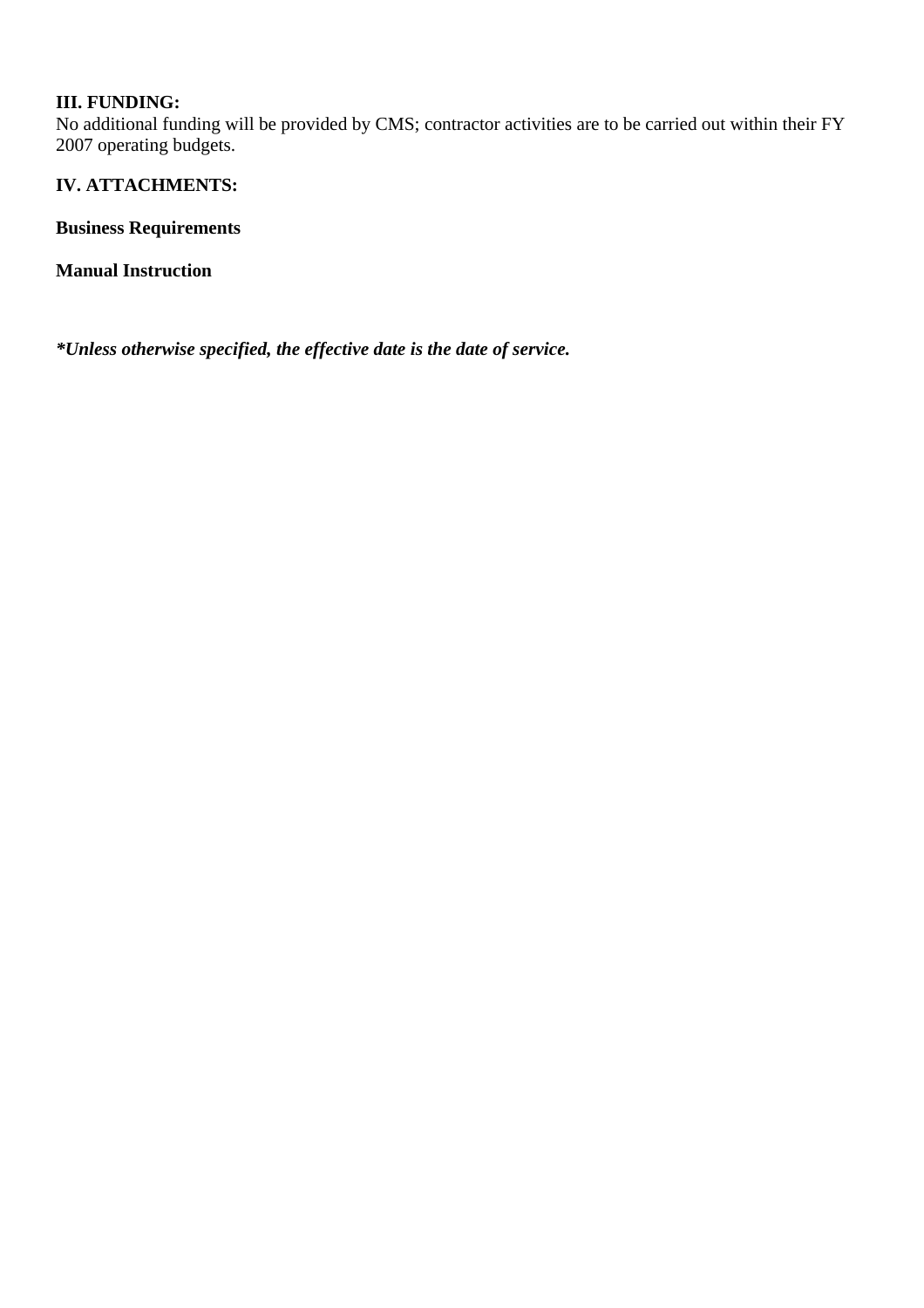**III. FUNDING:**
No additional funding will be provided by CMS; contractor activities are to be carried out within their FY 2007 operating budgets.

**IV. ATTACHMENTS:**

**Business Requirements**

**Manual Instruction**

***Unless otherwise specified, the effective date is the date of service.***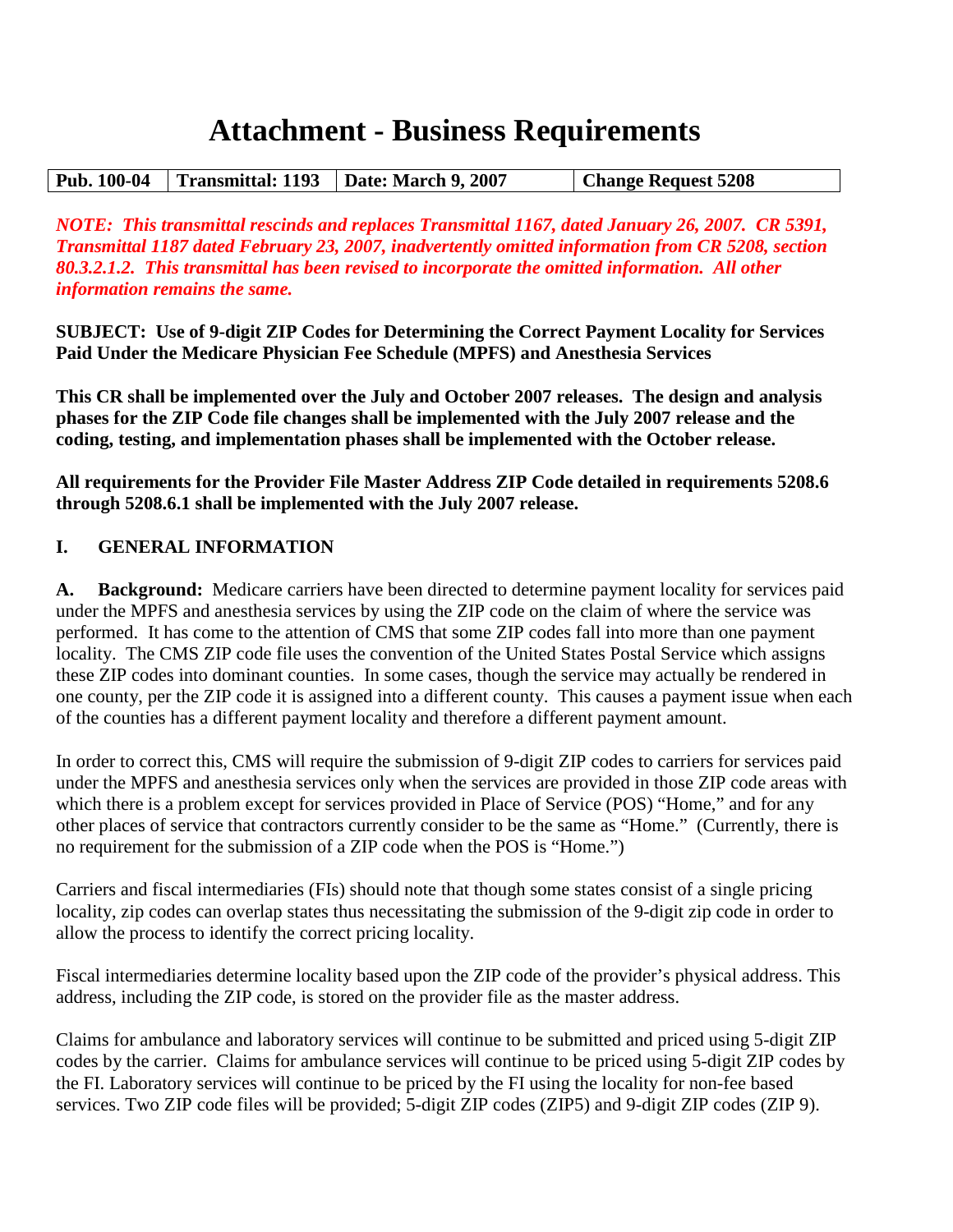# Attachment - Business Requirements

| Pub. 100-04 | Transmittal: 1193 | Date: March 9, 2007 | Change Request 5208 |
|---|---|---|---|

***NOTE: This transmittal rescinds and replaces Transmittal 1167, dated January 26, 2007. CR 5391, Transmittal 1187 dated February 23, 2007, inadvertently omitted information from CR 5208, section 80.3.2.1.2. This transmittal has been revised to incorporate the omitted information. All other information remains the same.***

**SUBJECT: Use of 9-digit ZIP Codes for Determining the Correct Payment Locality for Services Paid Under the Medicare Physician Fee Schedule (MPFS) and Anesthesia Services**

**This CR shall be implemented over the July and October 2007 releases. The design and analysis phases for the ZIP Code file changes shall be implemented with the July 2007 release and the coding, testing, and implementation phases shall be implemented with the October release.**

**All requirements for the Provider File Master Address ZIP Code detailed in requirements 5208.6 through 5208.6.1 shall be implemented with the July 2007 release.**

## I. GENERAL INFORMATION

**A. Background:** Medicare carriers have been directed to determine payment locality for services paid under the MPFS and anesthesia services by using the ZIP code on the claim of where the service was performed. It has come to the attention of CMS that some ZIP codes fall into more than one payment locality. The CMS ZIP code file uses the convention of the United States Postal Service which assigns these ZIP codes into dominant counties. In some cases, though the service may actually be rendered in one county, per the ZIP code it is assigned into a different county. This causes a payment issue when each of the counties has a different payment locality and therefore a different payment amount.

In order to correct this, CMS will require the submission of 9-digit ZIP codes to carriers for services paid under the MPFS and anesthesia services only when the services are provided in those ZIP code areas with which there is a problem except for services provided in Place of Service (POS) "Home," and for any other places of service that contractors currently consider to be the same as "Home." (Currently, there is no requirement for the submission of a ZIP code when the POS is "Home.")

Carriers and fiscal intermediaries (FIs) should note that though some states consist of a single pricing locality, zip codes can overlap states thus necessitating the submission of the 9-digit zip code in order to allow the process to identify the correct pricing locality.

Fiscal intermediaries determine locality based upon the ZIP code of the provider's physical address. This address, including the ZIP code, is stored on the provider file as the master address.

Claims for ambulance and laboratory services will continue to be submitted and priced using 5-digit ZIP codes by the carrier. Claims for ambulance services will continue to be priced using 5-digit ZIP codes by the FI. Laboratory services will continue to be priced by the FI using the locality for non-fee based services. Two ZIP code files will be provided; 5-digit ZIP codes (ZIP5) and 9-digit ZIP codes (ZIP 9).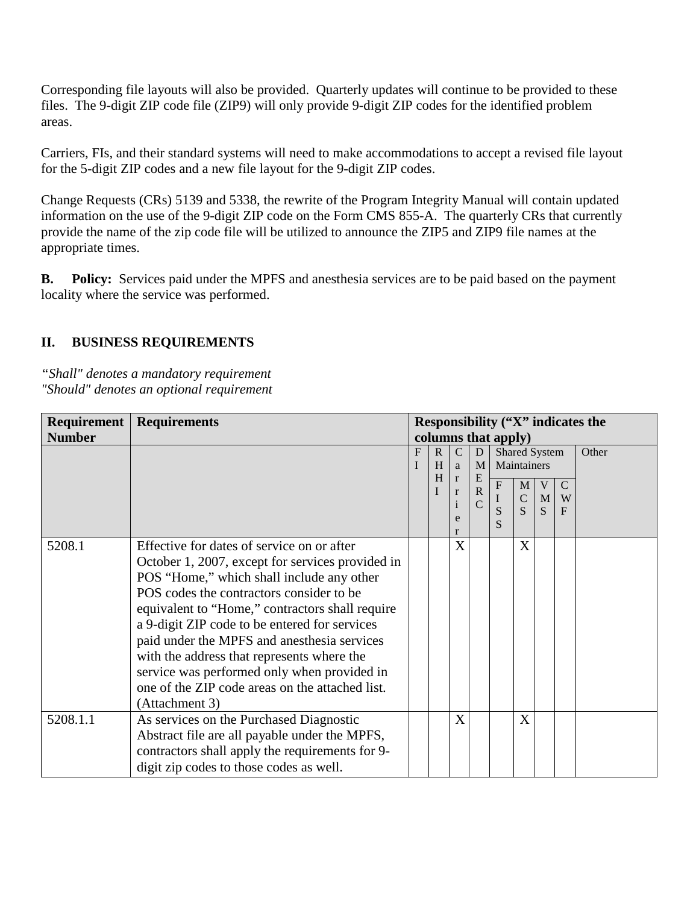Corresponding file layouts will also be provided. Quarterly updates will continue to be provided to these files. The 9-digit ZIP code file (ZIP9) will only provide 9-digit ZIP codes for the identified problem areas.

Carriers, FIs, and their standard systems will need to make accommodations to accept a revised file layout for the 5-digit ZIP codes and a new file layout for the 9-digit ZIP codes.

Change Requests (CRs) 5139 and 5338, the rewrite of the Program Integrity Manual will contain updated information on the use of the 9-digit ZIP code on the Form CMS 855-A. The quarterly CRs that currently provide the name of the zip code file will be utilized to announce the ZIP5 and ZIP9 file names at the appropriate times.

**B. Policy:** Services paid under the MPFS and anesthesia services are to be paid based on the payment locality where the service was performed.

## II. BUSINESS REQUIREMENTS

*"Shall" denotes a mandatory requirement*
*"Should" denotes an optional requirement*

| Requirement Number | Requirements | Responsibility ("X" indicates the columns that apply) | | | | | | | | |
|---|---|---|---|---|---|---|---|---|---|---|
| | | FI | RHHI | Carrier | DMERC | Shared System Maintainers | | | | Other |
| | | | | | | FISS | MCS | VMS | CWF | |
| 5208.1 | Effective for dates of service on or after October 1, 2007, except for services provided in POS "Home," which shall include any other POS codes the contractors consider to be equivalent to "Home," contractors shall require a 9-digit ZIP code to be entered for services paid under the MPFS and anesthesia services with the address that represents where the service was performed only when provided in one of the ZIP code areas on the attached list. (Attachment 3) | | | X | | | X | | | |
| 5208.1.1 | As services on the Purchased Diagnostic Abstract file are all payable under the MPFS, contractors shall apply the requirements for 9-digit zip codes to those codes as well. | | | X | | | X | | | |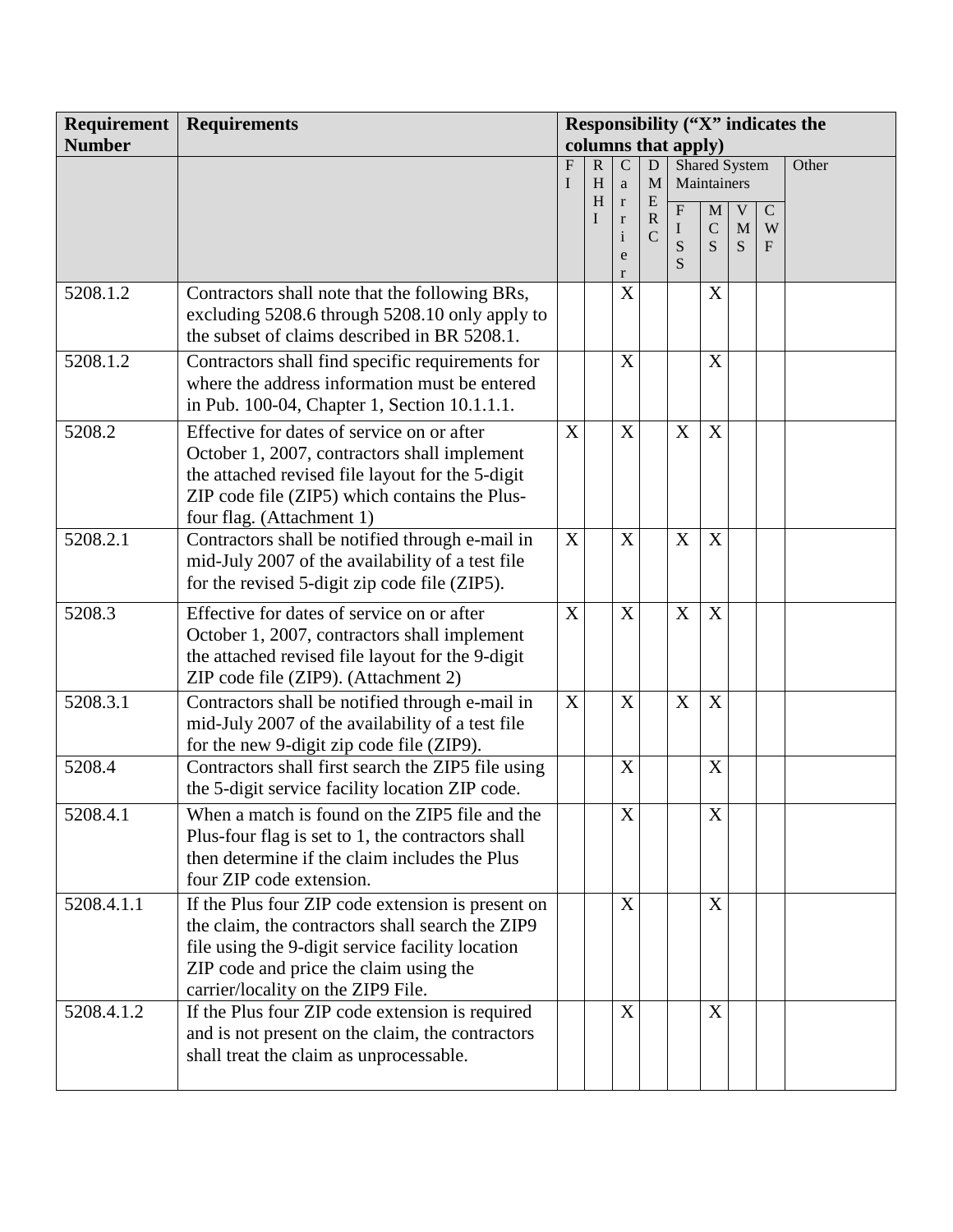| Requirement Number | Requirements | Responsibility ("X" indicates the columns that apply) | | | | | | | | |
|---|---|---|---|---|---|---|---|---|---|---|
| | | FI | RHHI | Carrier | DMERC | Shared System Maintainers | | | | Other |
| | | | | | | FISS | MCS | VMS | CWF | |
| 5208.1.2 | Contractors shall note that the following BRs, excluding 5208.6 through 5208.10 only apply to the subset of claims described in BR 5208.1. | | | X | | | X | | | |
| 5208.1.2 | Contractors shall find specific requirements for where the address information must be entered in Pub. 100-04, Chapter 1, Section 10.1.1.1. | | | X | | | X | | | |
| 5208.2 | Effective for dates of service on or after October 1, 2007, contractors shall implement the attached revised file layout for the 5-digit ZIP code file (ZIP5) which contains the Plus-four flag. (Attachment 1) | X | | X | | X | X | | | |
| 5208.2.1 | Contractors shall be notified through e-mail in mid-July 2007 of the availability of a test file for the revised 5-digit zip code file (ZIP5). | X | | X | | X | X | | | |
| 5208.3 | Effective for dates of service on or after October 1, 2007, contractors shall implement the attached revised file layout for the 9-digit ZIP code file (ZIP9). (Attachment 2) | X | | X | | X | X | | | |
| 5208.3.1 | Contractors shall be notified through e-mail in mid-July 2007 of the availability of a test file for the new 9-digit zip code file (ZIP9). | X | | X | | X | X | | | |
| 5208.4 | Contractors shall first search the ZIP5 file using the 5-digit service facility location ZIP code. | | | X | | | X | | | |
| 5208.4.1 | When a match is found on the ZIP5 file and the Plus-four flag is set to 1, the contractors shall then determine if the claim includes the Plus four ZIP code extension. | | | X | | | X | | | |
| 5208.4.1.1 | If the Plus four ZIP code extension is present on the claim, the contractors shall search the ZIP9 file using the 9-digit service facility location ZIP code and price the claim using the carrier/locality on the ZIP9 File. | | | X | | | X | | | |
| 5208.4.1.2 | If the Plus four ZIP code extension is required and is not present on the claim, the contractors shall treat the claim as unprocessable. | | | X | | | X | | | |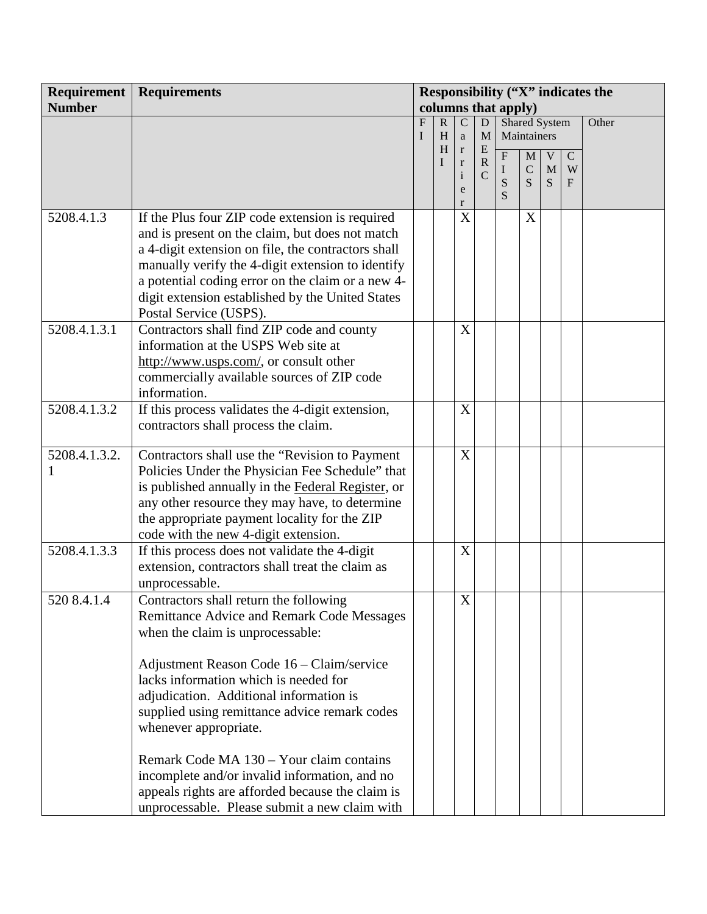| Requirement Number | Requirements | Responsibility ("X" indicates the columns that apply) | | | | | | | | |
|---|---|---|---|---|---|---|---|---|---|---|
| | | FI | RHHI | Carrier | DMERC | Shared System Maintainers | | | | Other |
| | | | | | | FISS | MCS | VMS | CWF | |
| 5208.4.1.3 | If the Plus four ZIP code extension is required and is present on the claim, but does not match a 4-digit extension on file, the contractors shall manually verify the 4-digit extension to identify a potential coding error on the claim or a new 4-digit extension established by the United States Postal Service (USPS). | | | X | | | X | | | |
| 5208.4.1.3.1 | Contractors shall find ZIP code and county information at the USPS Web site at http://www.usps.com/, or consult other commercially available sources of ZIP code information. | | | X | | | | | | |
| 5208.4.1.3.2 | If this process validates the 4-digit extension, contractors shall process the claim. | | | X | | | | | | |
| 5208.4.1.3.2.1 | Contractors shall use the "Revision to Payment Policies Under the Physician Fee Schedule" that is published annually in the Federal Register, or any other resource they may have, to determine the appropriate payment locality for the ZIP code with the new 4-digit extension. | | | X | | | | | | |
| 5208.4.1.3.3 | If this process does not validate the 4-digit extension, contractors shall treat the claim as unprocessable. | | | X | | | | | | |
| 520 8.4.1.4 | Contractors shall return the following Remittance Advice and Remark Code Messages when the claim is unprocessable:<br><br>Adjustment Reason Code 16 – Claim/service lacks information which is needed for adjudication. Additional information is supplied using remittance advice remark codes whenever appropriate.<br><br>Remark Code MA 130 – Your claim contains incomplete and/or invalid information, and no appeals rights are afforded because the claim is unprocessable. Please submit a new claim with | | | X | | | | | | |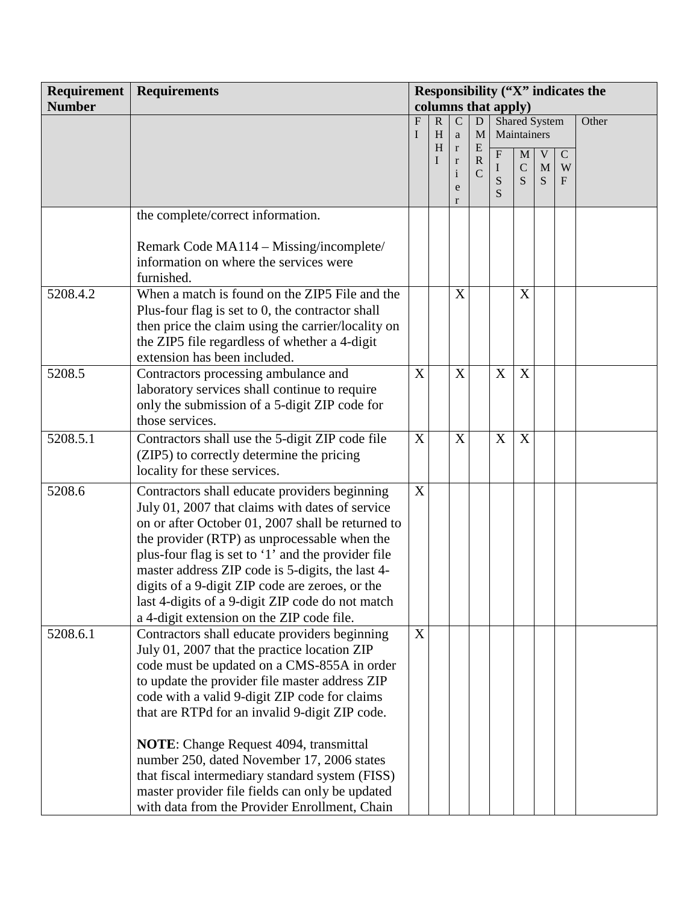| Requirement Number | Requirements | Responsibility ("X" indicates the columns that apply) | | | | | | | | |
|---|---|---|---|---|---|---|---|---|---|---|
| | | FI | RHHI | Carrier | DMERC | Shared System Maintainers | | | | Other |
| | | | | | | FISS | MCS | VMS | CWF | |
| | the complete/correct information.<br><br>Remark Code MA114 – Missing/incomplete/ information on where the services were furnished. | | | | | | | | | |
| 5208.4.2 | When a match is found on the ZIP5 File and the Plus-four flag is set to 0, the contractor shall then price the claim using the carrier/locality on the ZIP5 file regardless of whether a 4-digit extension has been included. | | | X | | | X | | | |
| 5208.5 | Contractors processing ambulance and laboratory services shall continue to require only the submission of a 5-digit ZIP code for those services. | X | | X | | X | X | | | |
| 5208.5.1 | Contractors shall use the 5-digit ZIP code file (ZIP5) to correctly determine the pricing locality for these services. | X | | X | | X | X | | | |
| 5208.6 | Contractors shall educate providers beginning July 01, 2007 that claims with dates of service on or after October 01, 2007 shall be returned to the provider (RTP) as unprocessable when the plus-four flag is set to '1' and the provider file master address ZIP code is 5-digits, the last 4-digits of a 9-digit ZIP code are zeroes, or the last 4-digits of a 9-digit ZIP code do not match a 4-digit extension on the ZIP code file. | X | | | | | | | | |
| 5208.6.1 | Contractors shall educate providers beginning July 01, 2007 that the practice location ZIP code must be updated on a CMS-855A in order to update the provider file master address ZIP code with a valid 9-digit ZIP code for claims that are RTPd for an invalid 9-digit ZIP code.<br><br>**NOTE**: Change Request 4094, transmittal number 250, dated November 17, 2006 states that fiscal intermediary standard system (FISS) master provider file fields can only be updated with data from the Provider Enrollment, Chain | X | | | | | | | | |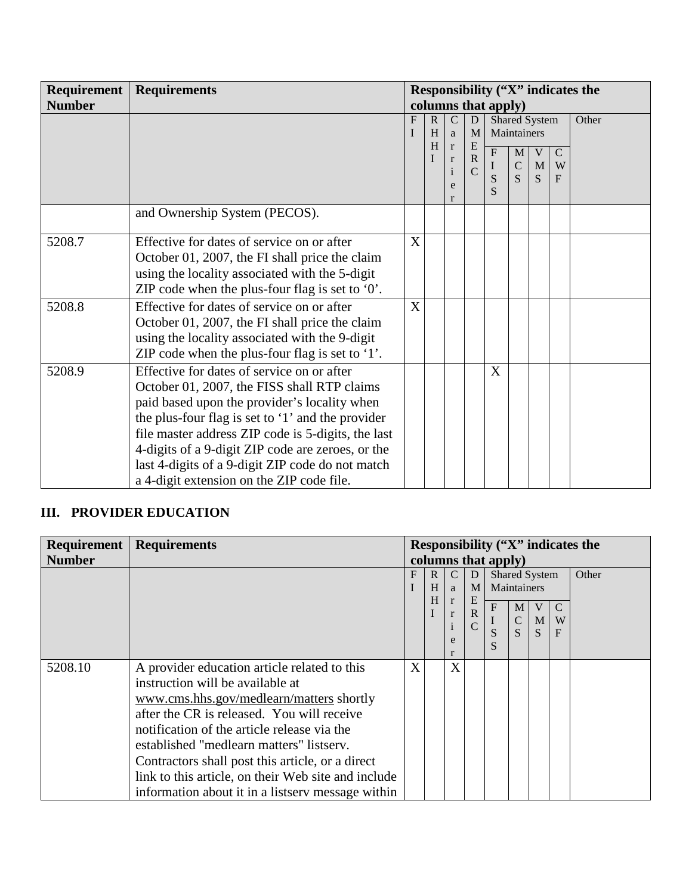| Requirement Number | Requirements | Responsibility ("X" indicates the columns that apply) | | | | | | | | |
|---|---|---|---|---|---|---|---|---|---|---|
| | | FI | RHHI | Carrier | DMERC | Shared System Maintainers | | | | Other |
| | | | | | | FISS | MCS | VMS | CWF | |
| | and Ownership System (PECOS). | | | | | | | | | |
| 5208.7 | Effective for dates of service on or after October 01, 2007, the FI shall price the claim using the locality associated with the 5-digit ZIP code when the plus-four flag is set to '0'. | X | | | | | | | | |
| 5208.8 | Effective for dates of service on or after October 01, 2007, the FI shall price the claim using the locality associated with the 9-digit ZIP code when the plus-four flag is set to '1'. | X | | | | | | | | |
| 5208.9 | Effective for dates of service on or after October 01, 2007, the FISS shall RTP claims paid based upon the provider's locality when the plus-four flag is set to '1' and the provider file master address ZIP code is 5-digits, the last 4-digits of a 9-digit ZIP code are zeroes, or the last 4-digits of a 9-digit ZIP code do not match a 4-digit extension on the ZIP code file. | | | | | X | | | | |

## III. PROVIDER EDUCATION

| Requirement Number | Requirements | Responsibility ("X" indicates the columns that apply) | | | | | | | | |
|---|---|---|---|---|---|---|---|---|---|---|
| | | FI | RHHI | Carrier | DMERC | Shared System Maintainers | | | | Other |
| | | | | | | FISS | MCS | VMS | CWF | |
| 5208.10 | A provider education article related to this instruction will be available at www.cms.hhs.gov/medlearn/matters shortly after the CR is released. You will receive notification of the article release via the established "medlearn matters" listserv. Contractors shall post this article, or a direct link to this article, on their Web site and include information about it in a listserv message within | X | | X | | | | | | |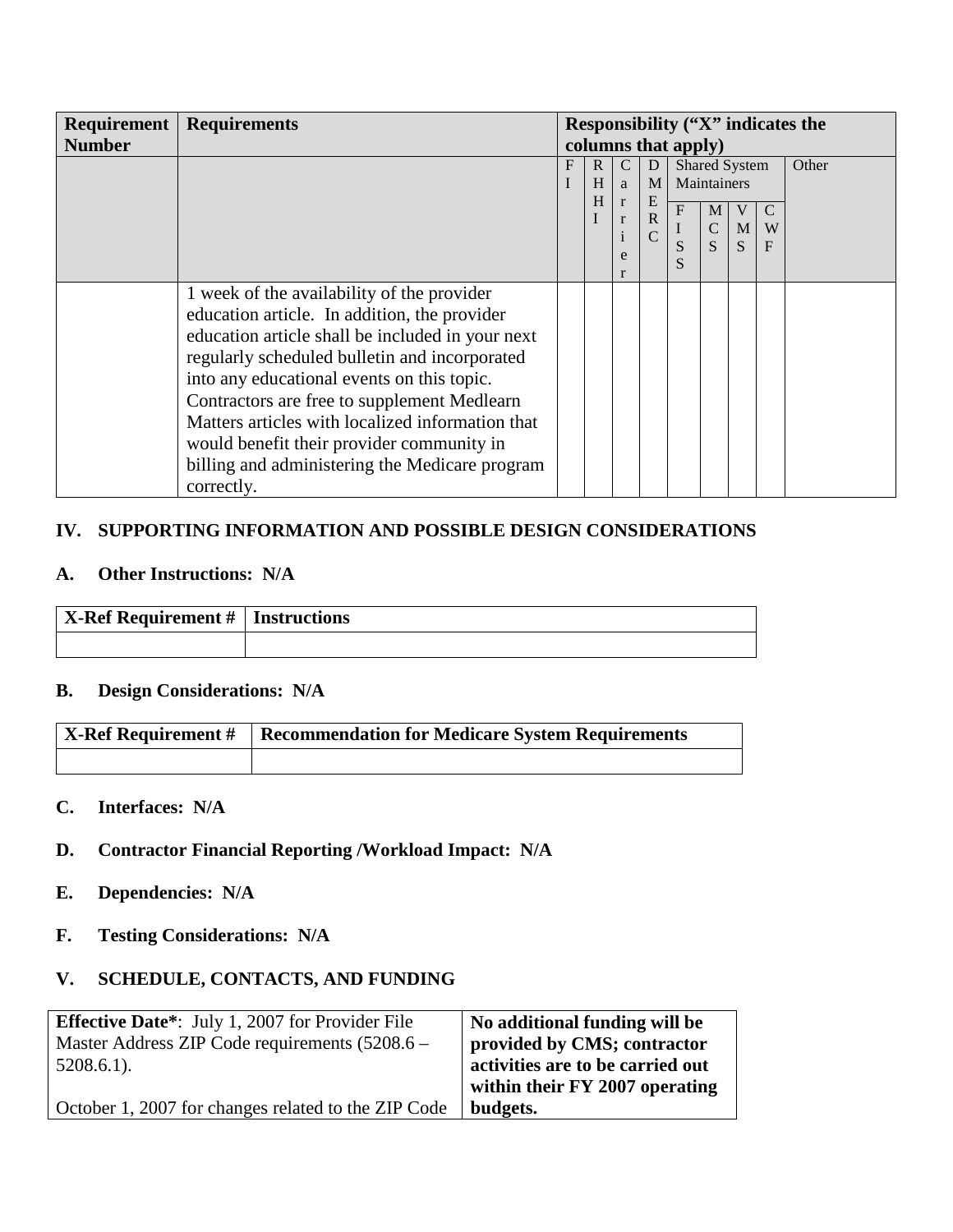| Requirement Number | Requirements | Responsibility ("X" indicates the columns that apply) | | | | | | | | |
|---|---|---|---|---|---|---|---|---|---|---|
| | | FI | RHHI | Carrier | DMERC | Shared System Maintainers | | | | Other |
| | | | | | | FISS | MCS | VMS | CWF | |
| | 1 week of the availability of the provider education article. In addition, the provider education article shall be included in your next regularly scheduled bulletin and incorporated into any educational events on this topic. Contractors are free to supplement Medlearn Matters articles with localized information that would benefit their provider community in billing and administering the Medicare program correctly. | | | | | | | | | |

## IV. SUPPORTING INFORMATION AND POSSIBLE DESIGN CONSIDERATIONS

### A. Other Instructions: N/A

| X-Ref Requirement # | Instructions |
|---|---|
| | |

### B. Design Considerations: N/A

| X-Ref Requirement # | Recommendation for Medicare System Requirements |
|---|---|
| | |

### C. Interfaces: N/A

### D. Contractor Financial Reporting /Workload Impact: N/A

### E. Dependencies: N/A

### F. Testing Considerations: N/A

## V. SCHEDULE, CONTACTS, AND FUNDING

| **Effective Date***: July 1, 2007 for Provider File Master Address ZIP Code requirements (5208.6 – 5208.6.1).<br><br>October 1, 2007 for changes related to the ZIP Code | **No additional funding will be provided by CMS; contractor activities are to be carried out within their FY 2007 operating budgets.** |
|---|---|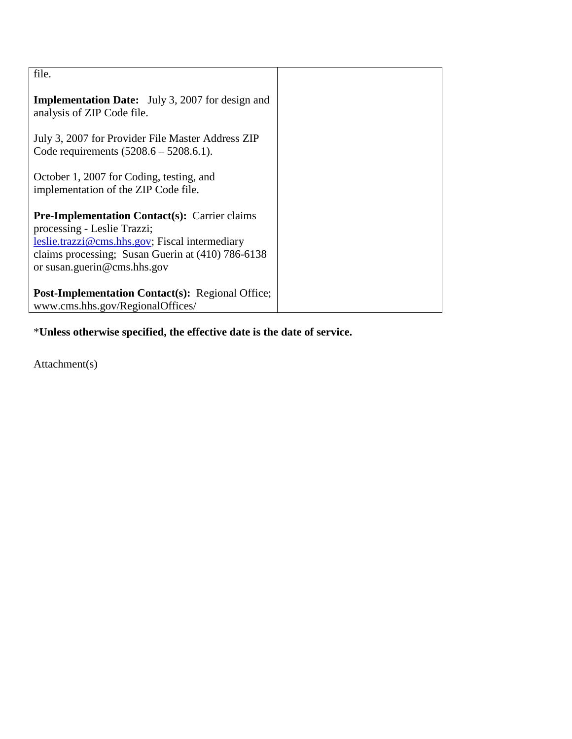| | |
|---|---|
| file.<br><br>**Implementation Date:** July 3, 2007 for design and analysis of ZIP Code file.<br><br>July 3, 2007 for Provider File Master Address ZIP Code requirements (5208.6 – 5208.6.1).<br><br>October 1, 2007 for Coding, testing, and implementation of the ZIP Code file.<br><br>**Pre-Implementation Contact(s):** Carrier claims processing - Leslie Trazzi; leslie.trazzi@cms.hhs.gov; Fiscal intermediary claims processing; Susan Guerin at (410) 786-6138 or susan.guerin@cms.hhs.gov<br><br>**Post-Implementation Contact(s):** Regional Office; www.cms.hhs.gov/RegionalOffices/ | |

*__Unless otherwise specified, the effective date is the date of service.__

Attachment(s)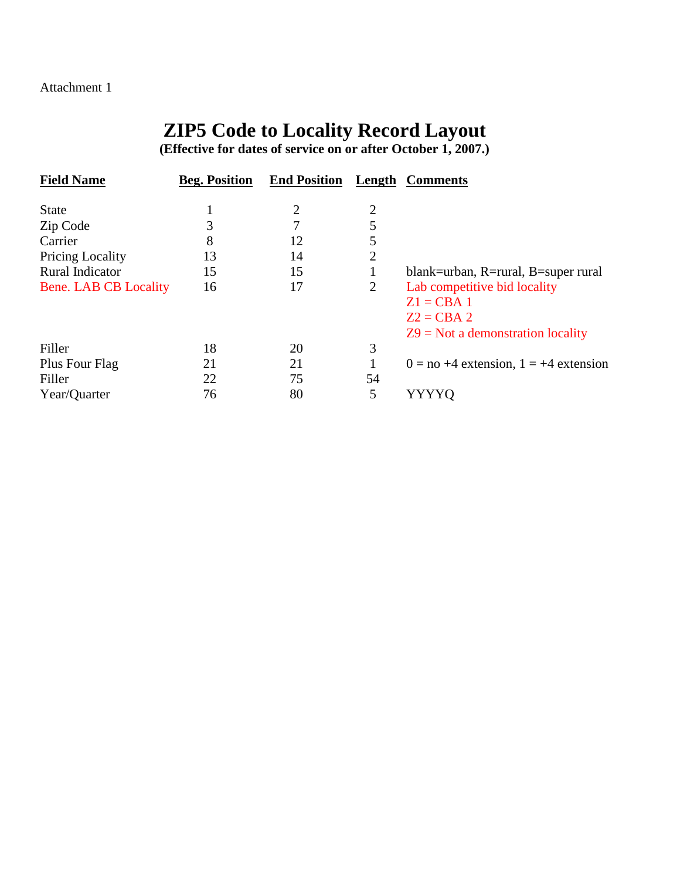Attachment 1

# ZIP5 Code to Locality Record Layout

**(Effective for dates of service on or after October 1, 2007.)**

| Field Name | Beg. Position | End Position | Length | Comments |
|---|---|---|---|---|
| State | 1 | 2 | 2 | |
| Zip Code | 3 | 7 | 5 | |
| Carrier | 8 | 12 | 5 | |
| Pricing Locality | 13 | 14 | 2 | |
| Rural Indicator | 15 | 15 | 1 | blank=urban, R=rural, B=super rural |
| Bene. LAB CB Locality | 16 | 17 | 2 | Lab competitive bid locality<br>Z1 = CBA 1<br>Z2 = CBA 2<br>Z9 = Not a demonstration locality |
| Filler | 18 | 20 | 3 | |
| Plus Four Flag | 21 | 21 | 1 | 0 = no +4 extension, 1 = +4 extension |
| Filler | 22 | 75 | 54 | |
| Year/Quarter | 76 | 80 | 5 | YYYYQ |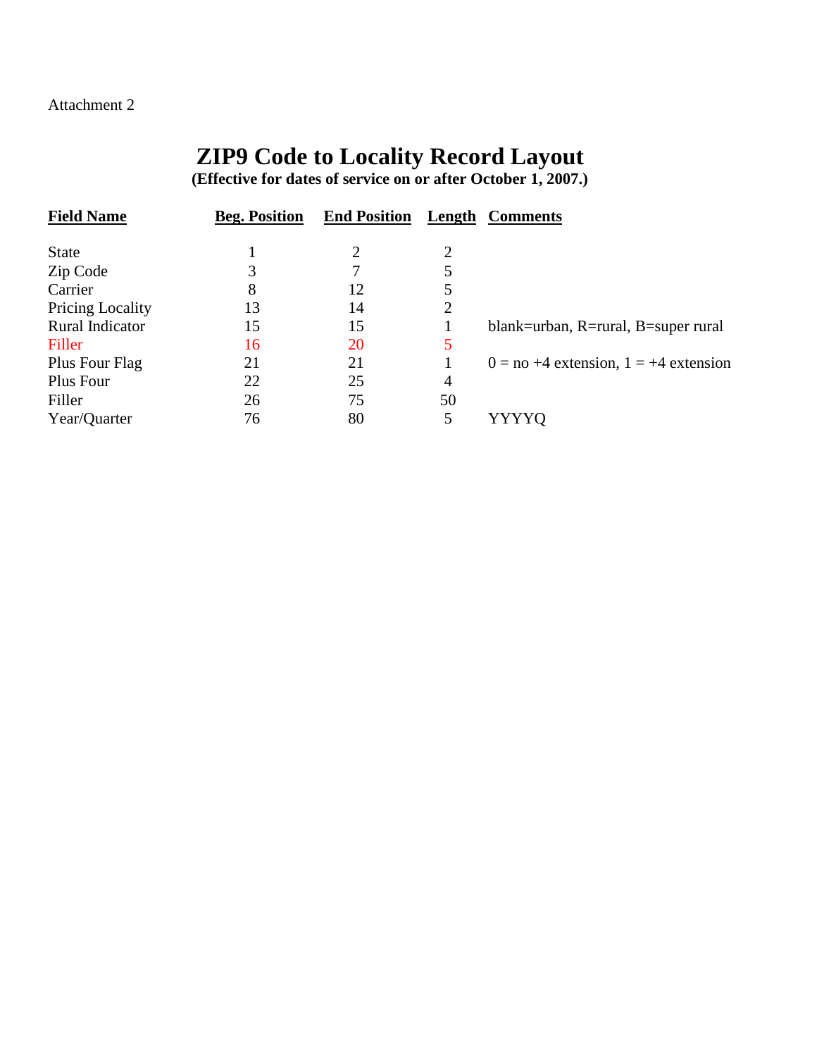Attachment 2

# ZIP9 Code to Locality Record Layout

**(Effective for dates of service on or after October 1, 2007.)**

| Field Name | Beg. Position | End Position | Length | Comments |
|---|---|---|---|---|
| State | 1 | 2 | 2 | |
| Zip Code | 3 | 7 | 5 | |
| Carrier | 8 | 12 | 5 | |
| Pricing Locality | 13 | 14 | 2 | |
| Rural Indicator | 15 | 15 | 1 | blank=urban, R=rural, B=super rural |
| Filler | 16 | 20 | 5 | |
| Plus Four Flag | 21 | 21 | 1 | 0 = no +4 extension, 1 = +4 extension |
| Plus Four | 22 | 25 | 4 | |
| Filler | 26 | 75 | 50 | |
| Year/Quarter | 76 | 80 | 5 | YYYYQ |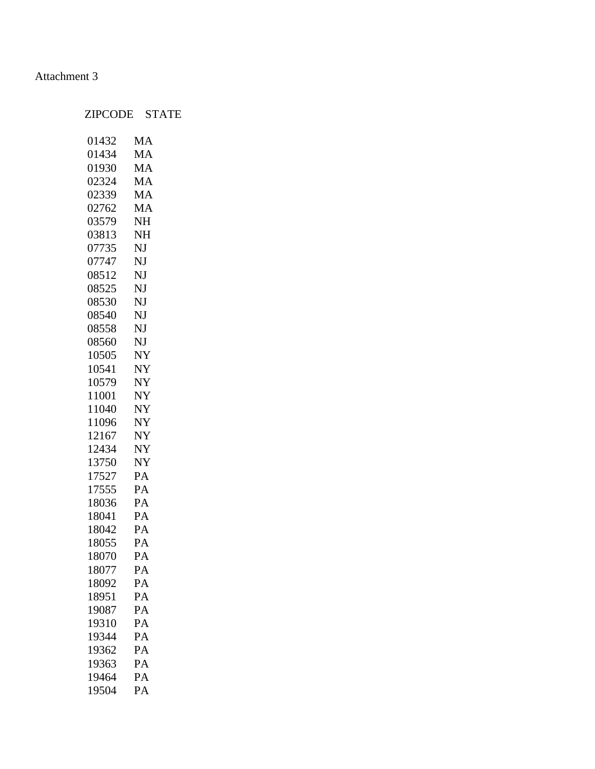Attachment 3

| ZIPCODE | STATE |
|---|---|
| 01432 | MA |
| 01434 | MA |
| 01930 | MA |
| 02324 | MA |
| 02339 | MA |
| 02762 | MA |
| 03579 | NH |
| 03813 | NH |
| 07735 | NJ |
| 07747 | NJ |
| 08512 | NJ |
| 08525 | NJ |
| 08530 | NJ |
| 08540 | NJ |
| 08558 | NJ |
| 08560 | NJ |
| 10505 | NY |
| 10541 | NY |
| 10579 | NY |
| 11001 | NY |
| 11040 | NY |
| 11096 | NY |
| 12167 | NY |
| 12434 | NY |
| 13750 | NY |
| 17527 | PA |
| 17555 | PA |
| 18036 | PA |
| 18041 | PA |
| 18042 | PA |
| 18055 | PA |
| 18070 | PA |
| 18077 | PA |
| 18092 | PA |
| 18951 | PA |
| 19087 | PA |
| 19310 | PA |
| 19344 | PA |
| 19362 | PA |
| 19363 | PA |
| 19464 | PA |
| 19504 | PA |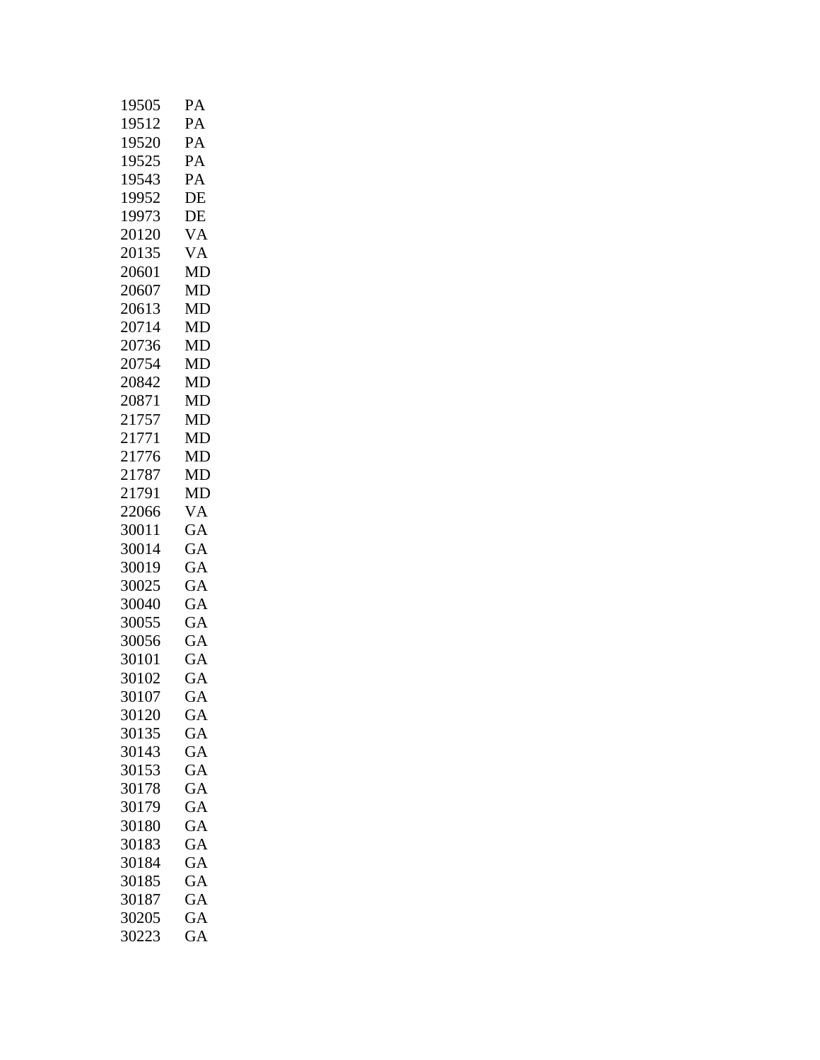| | |
|---|---|
| 19505 | PA |
| 19512 | PA |
| 19520 | PA |
| 19525 | PA |
| 19543 | PA |
| 19952 | DE |
| 19973 | DE |
| 20120 | VA |
| 20135 | VA |
| 20601 | MD |
| 20607 | MD |
| 20613 | MD |
| 20714 | MD |
| 20736 | MD |
| 20754 | MD |
| 20842 | MD |
| 20871 | MD |
| 21757 | MD |
| 21771 | MD |
| 21776 | MD |
| 21787 | MD |
| 21791 | MD |
| 22066 | VA |
| 30011 | GA |
| 30014 | GA |
| 30019 | GA |
| 30025 | GA |
| 30040 | GA |
| 30055 | GA |
| 30056 | GA |
| 30101 | GA |
| 30102 | GA |
| 30107 | GA |
| 30120 | GA |
| 30135 | GA |
| 30143 | GA |
| 30153 | GA |
| 30178 | GA |
| 30179 | GA |
| 30180 | GA |
| 30183 | GA |
| 30184 | GA |
| 30185 | GA |
| 30187 | GA |
| 30205 | GA |
| 30223 | GA |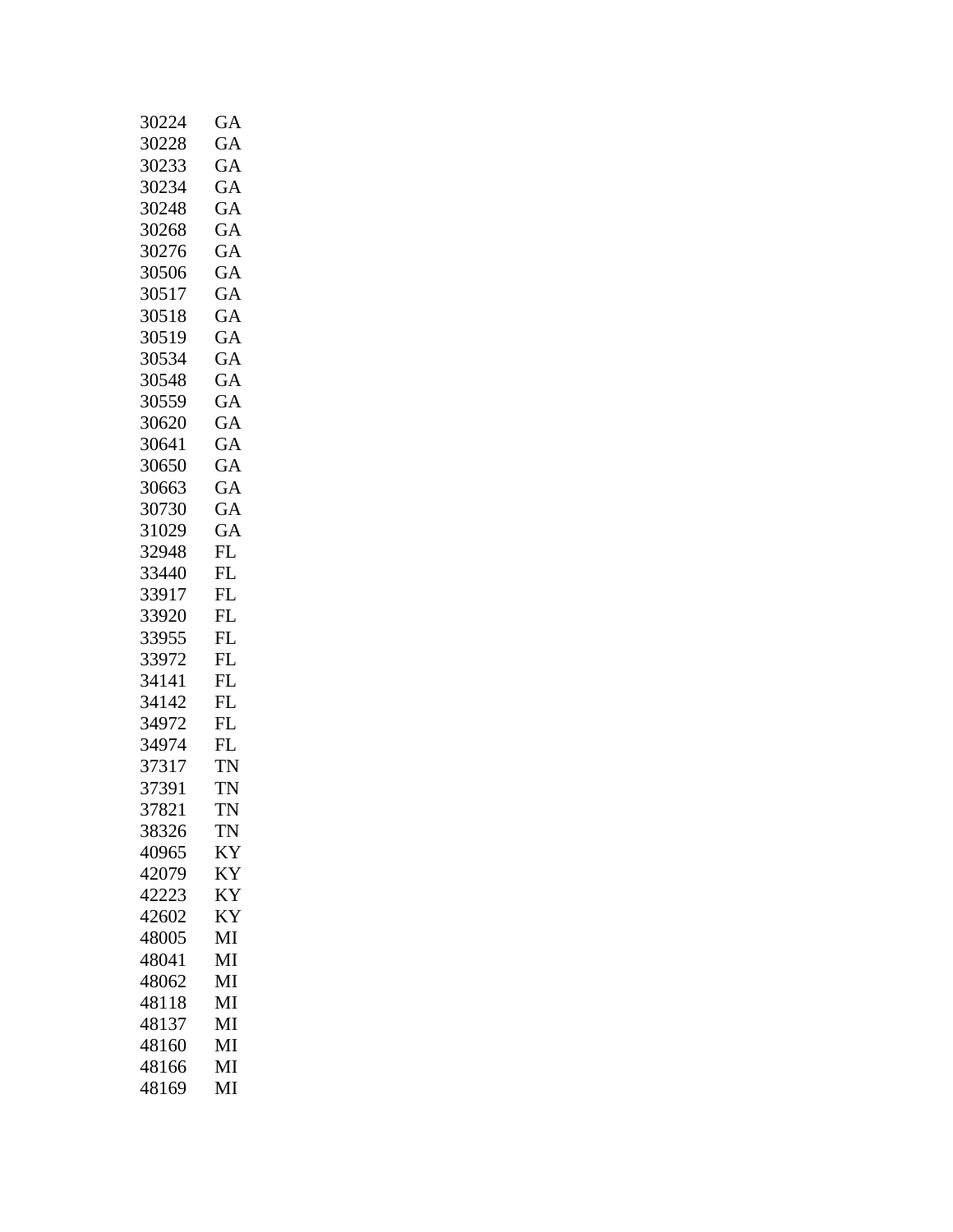| | |
|---|---|
| 30224 | GA |
| 30228 | GA |
| 30233 | GA |
| 30234 | GA |
| 30248 | GA |
| 30268 | GA |
| 30276 | GA |
| 30506 | GA |
| 30517 | GA |
| 30518 | GA |
| 30519 | GA |
| 30534 | GA |
| 30548 | GA |
| 30559 | GA |
| 30620 | GA |
| 30641 | GA |
| 30650 | GA |
| 30663 | GA |
| 30730 | GA |
| 31029 | GA |
| 32948 | FL |
| 33440 | FL |
| 33917 | FL |
| 33920 | FL |
| 33955 | FL |
| 33972 | FL |
| 34141 | FL |
| 34142 | FL |
| 34972 | FL |
| 34974 | FL |
| 37317 | TN |
| 37391 | TN |
| 37821 | TN |
| 38326 | TN |
| 40965 | KY |
| 42079 | KY |
| 42223 | KY |
| 42602 | KY |
| 48005 | MI |
| 48041 | MI |
| 48062 | MI |
| 48118 | MI |
| 48137 | MI |
| 48160 | MI |
| 48166 | MI |
| 48169 | MI |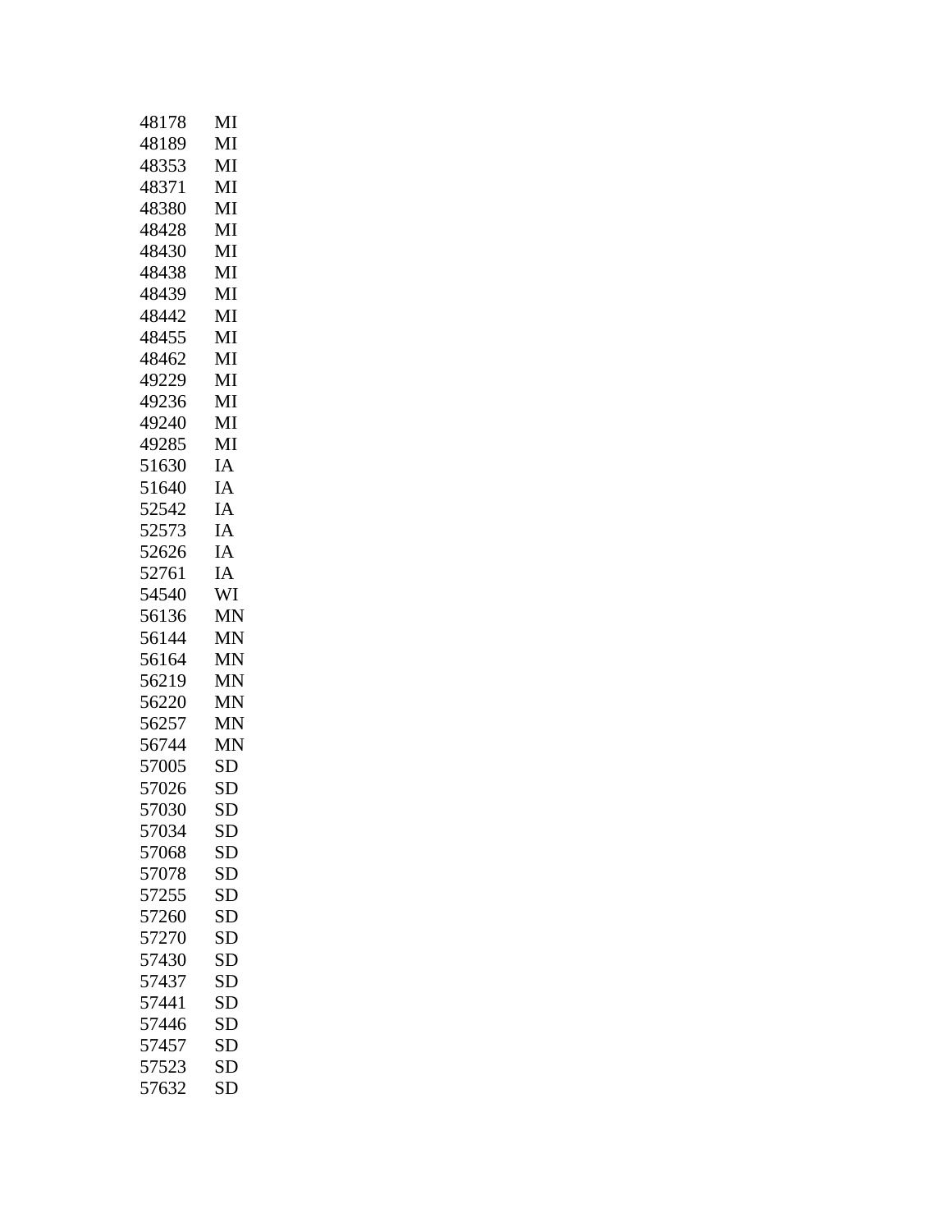| | |
|---|---|
| 48178 | MI |
| 48189 | MI |
| 48353 | MI |
| 48371 | MI |
| 48380 | MI |
| 48428 | MI |
| 48430 | MI |
| 48438 | MI |
| 48439 | MI |
| 48442 | MI |
| 48455 | MI |
| 48462 | MI |
| 49229 | MI |
| 49236 | MI |
| 49240 | MI |
| 49285 | MI |
| 51630 | IA |
| 51640 | IA |
| 52542 | IA |
| 52573 | IA |
| 52626 | IA |
| 52761 | IA |
| 54540 | WI |
| 56136 | MN |
| 56144 | MN |
| 56164 | MN |
| 56219 | MN |
| 56220 | MN |
| 56257 | MN |
| 56744 | MN |
| 57005 | SD |
| 57026 | SD |
| 57030 | SD |
| 57034 | SD |
| 57068 | SD |
| 57078 | SD |
| 57255 | SD |
| 57260 | SD |
| 57270 | SD |
| 57430 | SD |
| 57437 | SD |
| 57441 | SD |
| 57446 | SD |
| 57457 | SD |
| 57523 | SD |
| 57632 | SD |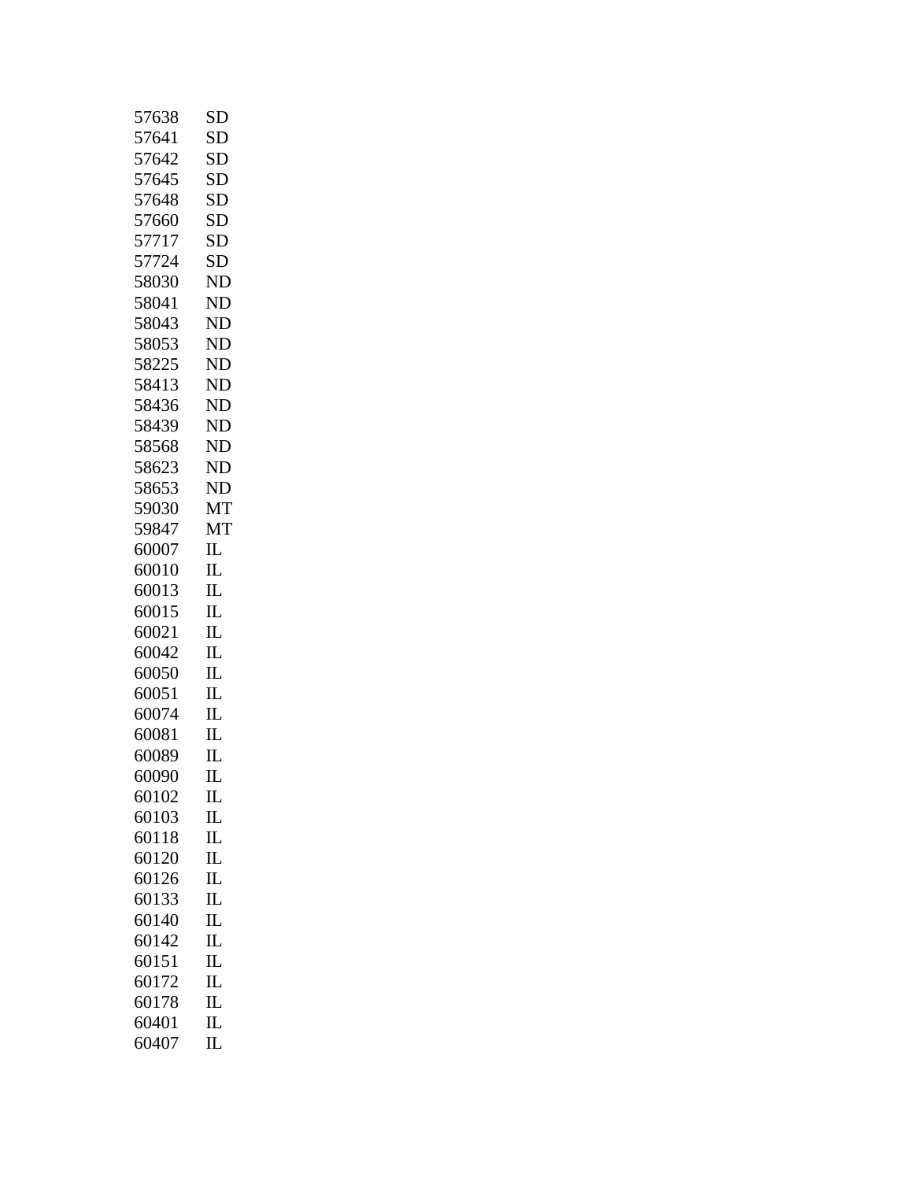| | |
|---|---|
| 57638 | SD |
| 57641 | SD |
| 57642 | SD |
| 57645 | SD |
| 57648 | SD |
| 57660 | SD |
| 57717 | SD |
| 57724 | SD |
| 58030 | ND |
| 58041 | ND |
| 58043 | ND |
| 58053 | ND |
| 58225 | ND |
| 58413 | ND |
| 58436 | ND |
| 58439 | ND |
| 58568 | ND |
| 58623 | ND |
| 58653 | ND |
| 59030 | MT |
| 59847 | MT |
| 60007 | IL |
| 60010 | IL |
| 60013 | IL |
| 60015 | IL |
| 60021 | IL |
| 60042 | IL |
| 60050 | IL |
| 60051 | IL |
| 60074 | IL |
| 60081 | IL |
| 60089 | IL |
| 60090 | IL |
| 60102 | IL |
| 60103 | IL |
| 60118 | IL |
| 60120 | IL |
| 60126 | IL |
| 60133 | IL |
| 60140 | IL |
| 60142 | IL |
| 60151 | IL |
| 60172 | IL |
| 60178 | IL |
| 60401 | IL |
| 60407 | IL |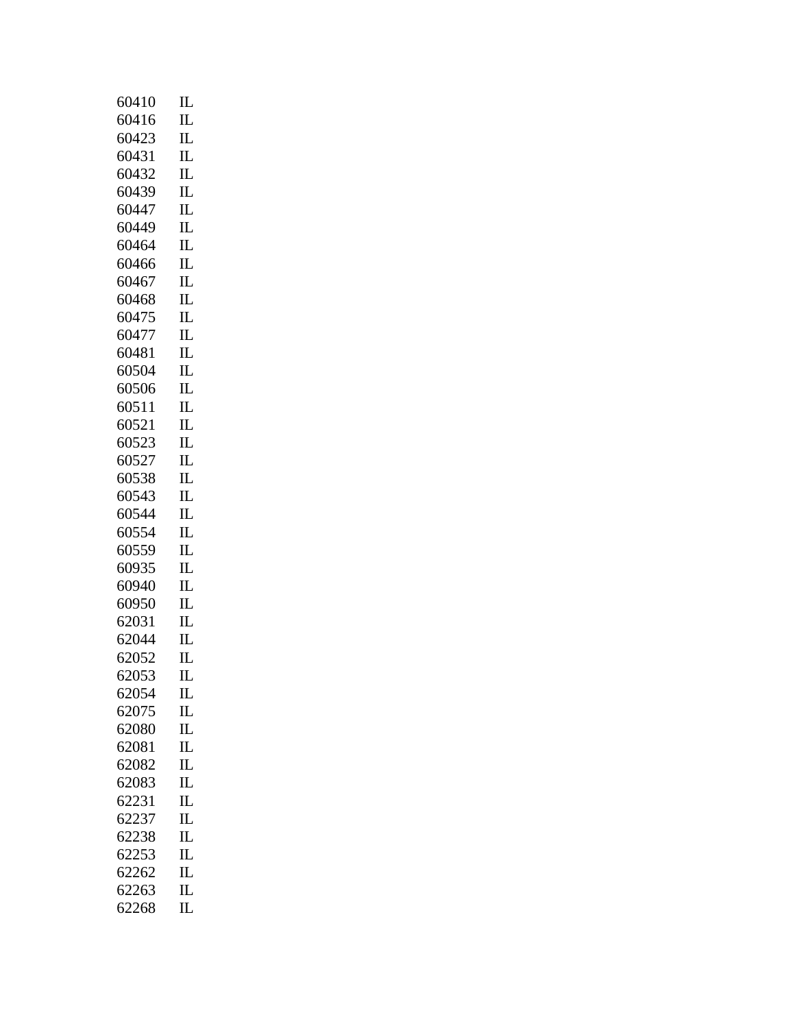| | |
|---|---|
| 60410 | IL |
| 60416 | IL |
| 60423 | IL |
| 60431 | IL |
| 60432 | IL |
| 60439 | IL |
| 60447 | IL |
| 60449 | IL |
| 60464 | IL |
| 60466 | IL |
| 60467 | IL |
| 60468 | IL |
| 60475 | IL |
| 60477 | IL |
| 60481 | IL |
| 60504 | IL |
| 60506 | IL |
| 60511 | IL |
| 60521 | IL |
| 60523 | IL |
| 60527 | IL |
| 60538 | IL |
| 60543 | IL |
| 60544 | IL |
| 60554 | IL |
| 60559 | IL |
| 60935 | IL |
| 60940 | IL |
| 60950 | IL |
| 62031 | IL |
| 62044 | IL |
| 62052 | IL |
| 62053 | IL |
| 62054 | IL |
| 62075 | IL |
| 62080 | IL |
| 62081 | IL |
| 62082 | IL |
| 62083 | IL |
| 62231 | IL |
| 62237 | IL |
| 62238 | IL |
| 62253 | IL |
| 62262 | IL |
| 62263 | IL |
| 62268 | IL |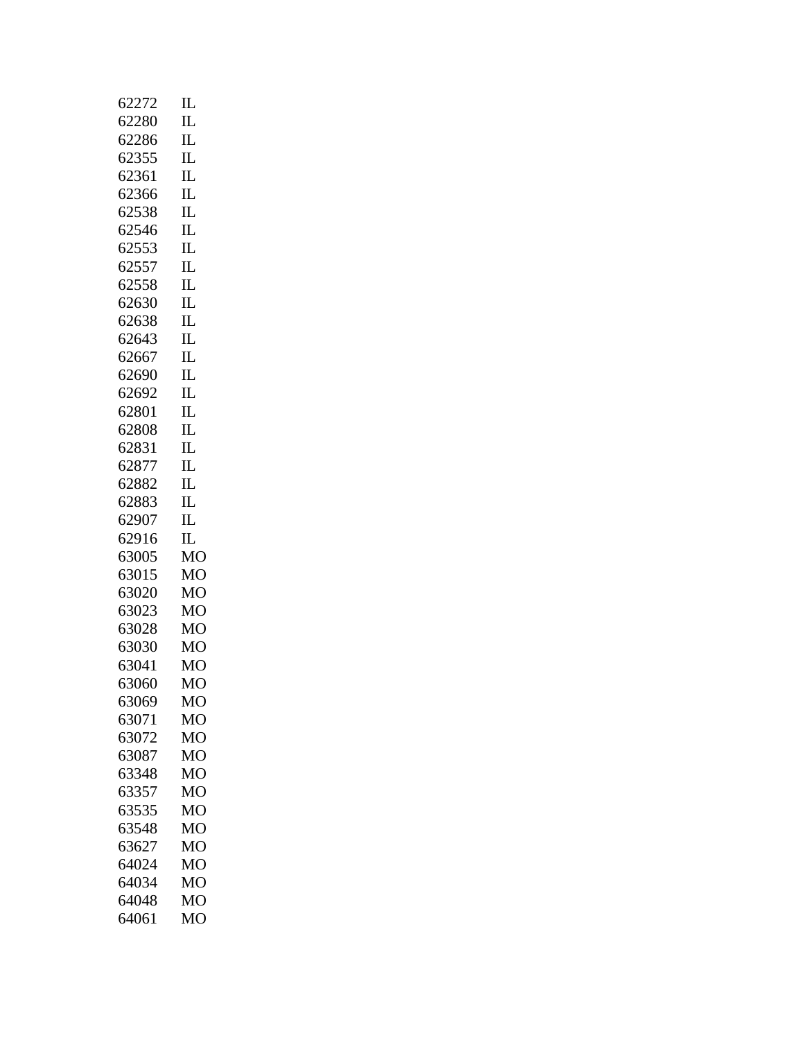| | |
|---|---|
| 62272 | IL |
| 62280 | IL |
| 62286 | IL |
| 62355 | IL |
| 62361 | IL |
| 62366 | IL |
| 62538 | IL |
| 62546 | IL |
| 62553 | IL |
| 62557 | IL |
| 62558 | IL |
| 62630 | IL |
| 62638 | IL |
| 62643 | IL |
| 62667 | IL |
| 62690 | IL |
| 62692 | IL |
| 62801 | IL |
| 62808 | IL |
| 62831 | IL |
| 62877 | IL |
| 62882 | IL |
| 62883 | IL |
| 62907 | IL |
| 62916 | IL |
| 63005 | MO |
| 63015 | MO |
| 63020 | MO |
| 63023 | MO |
| 63028 | MO |
| 63030 | MO |
| 63041 | MO |
| 63060 | MO |
| 63069 | MO |
| 63071 | MO |
| 63072 | MO |
| 63087 | MO |
| 63348 | MO |
| 63357 | MO |
| 63535 | MO |
| 63548 | MO |
| 63627 | MO |
| 64024 | MO |
| 64034 | MO |
| 64048 | MO |
| 64061 | MO |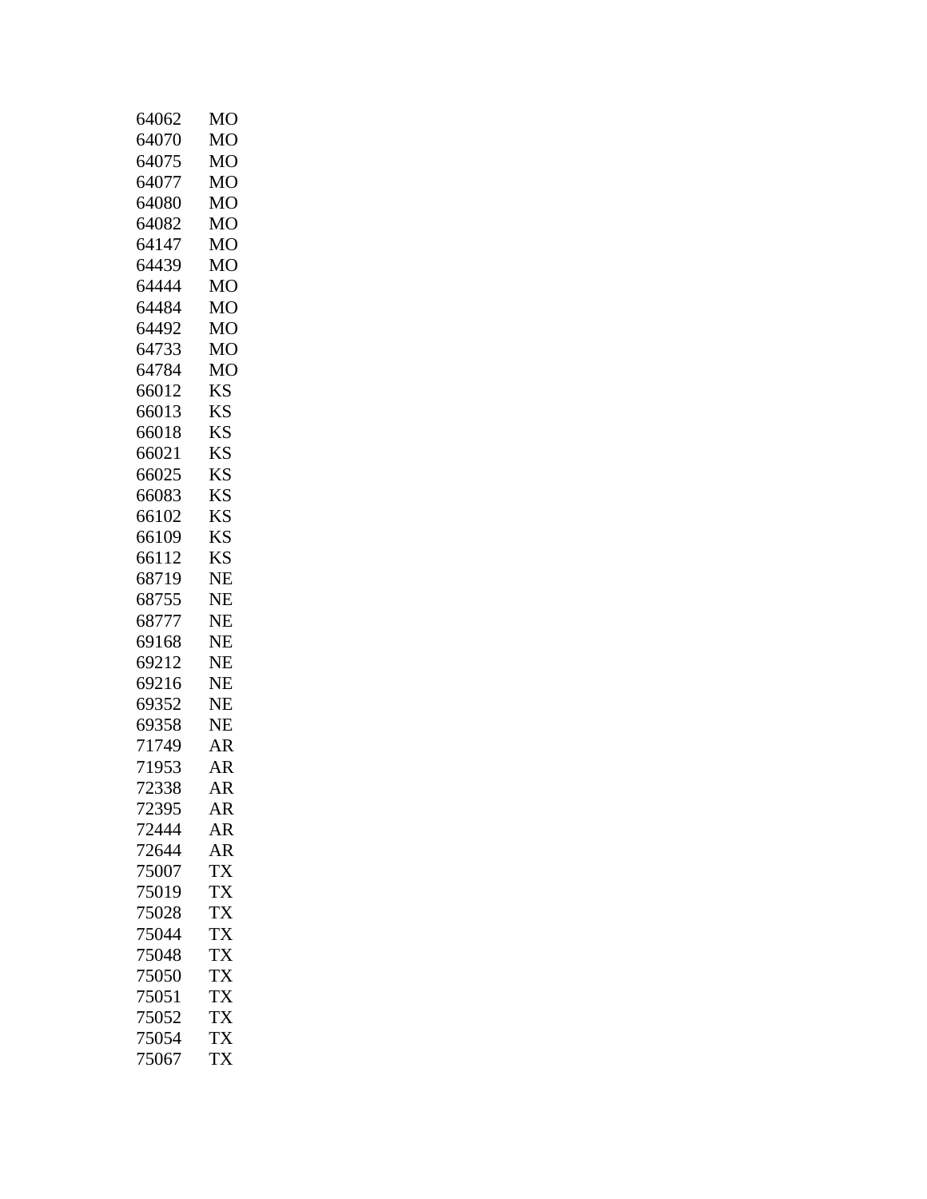| | |
|---|---|
| 64062 | MO |
| 64070 | MO |
| 64075 | MO |
| 64077 | MO |
| 64080 | MO |
| 64082 | MO |
| 64147 | MO |
| 64439 | MO |
| 64444 | MO |
| 64484 | MO |
| 64492 | MO |
| 64733 | MO |
| 64784 | MO |
| 66012 | KS |
| 66013 | KS |
| 66018 | KS |
| 66021 | KS |
| 66025 | KS |
| 66083 | KS |
| 66102 | KS |
| 66109 | KS |
| 66112 | KS |
| 68719 | NE |
| 68755 | NE |
| 68777 | NE |
| 69168 | NE |
| 69212 | NE |
| 69216 | NE |
| 69352 | NE |
| 69358 | NE |
| 71749 | AR |
| 71953 | AR |
| 72338 | AR |
| 72395 | AR |
| 72444 | AR |
| 72644 | AR |
| 75007 | TX |
| 75019 | TX |
| 75028 | TX |
| 75044 | TX |
| 75048 | TX |
| 75050 | TX |
| 75051 | TX |
| 75052 | TX |
| 75054 | TX |
| 75067 | TX |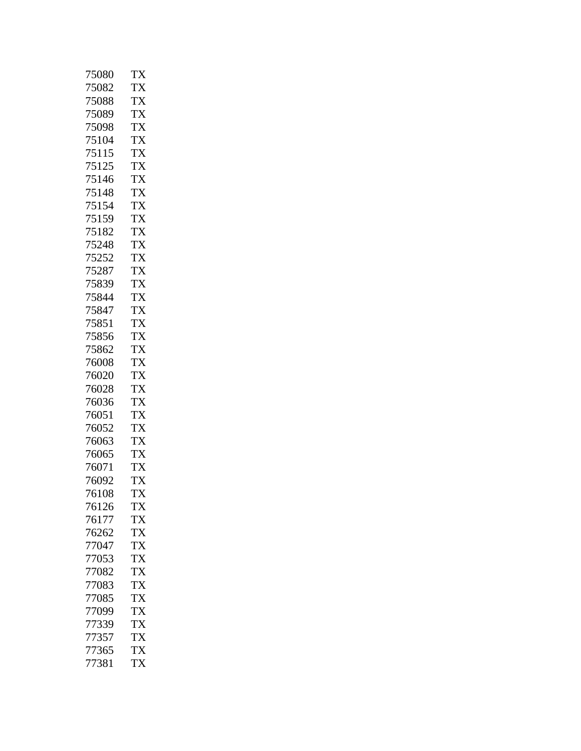| | |
|---|---|
| 75080 | TX |
| 75082 | TX |
| 75088 | TX |
| 75089 | TX |
| 75098 | TX |
| 75104 | TX |
| 75115 | TX |
| 75125 | TX |
| 75146 | TX |
| 75148 | TX |
| 75154 | TX |
| 75159 | TX |
| 75182 | TX |
| 75248 | TX |
| 75252 | TX |
| 75287 | TX |
| 75839 | TX |
| 75844 | TX |
| 75847 | TX |
| 75851 | TX |
| 75856 | TX |
| 75862 | TX |
| 76008 | TX |
| 76020 | TX |
| 76028 | TX |
| 76036 | TX |
| 76051 | TX |
| 76052 | TX |
| 76063 | TX |
| 76065 | TX |
| 76071 | TX |
| 76092 | TX |
| 76108 | TX |
| 76126 | TX |
| 76177 | TX |
| 76262 | TX |
| 77047 | TX |
| 77053 | TX |
| 77082 | TX |
| 77083 | TX |
| 77085 | TX |
| 77099 | TX |
| 77339 | TX |
| 77357 | TX |
| 77365 | TX |
| 77381 | TX |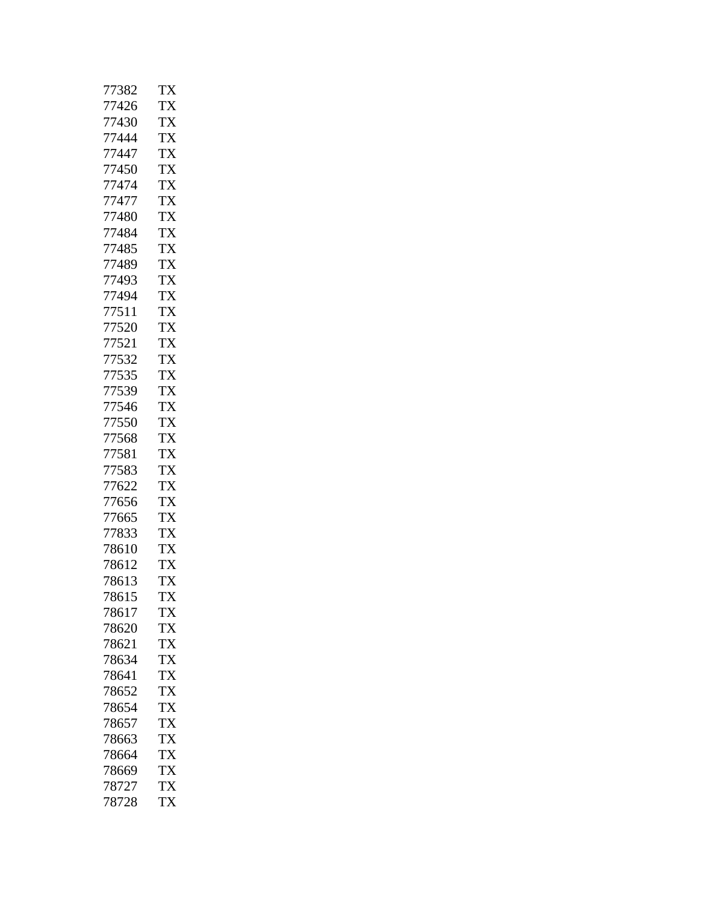| | |
|---|---|
| 77382 | TX |
| 77426 | TX |
| 77430 | TX |
| 77444 | TX |
| 77447 | TX |
| 77450 | TX |
| 77474 | TX |
| 77477 | TX |
| 77480 | TX |
| 77484 | TX |
| 77485 | TX |
| 77489 | TX |
| 77493 | TX |
| 77494 | TX |
| 77511 | TX |
| 77520 | TX |
| 77521 | TX |
| 77532 | TX |
| 77535 | TX |
| 77539 | TX |
| 77546 | TX |
| 77550 | TX |
| 77568 | TX |
| 77581 | TX |
| 77583 | TX |
| 77622 | TX |
| 77656 | TX |
| 77665 | TX |
| 77833 | TX |
| 78610 | TX |
| 78612 | TX |
| 78613 | TX |
| 78615 | TX |
| 78617 | TX |
| 78620 | TX |
| 78621 | TX |
| 78634 | TX |
| 78641 | TX |
| 78652 | TX |
| 78654 | TX |
| 78657 | TX |
| 78663 | TX |
| 78664 | TX |
| 78669 | TX |
| 78727 | TX |
| 78728 | TX |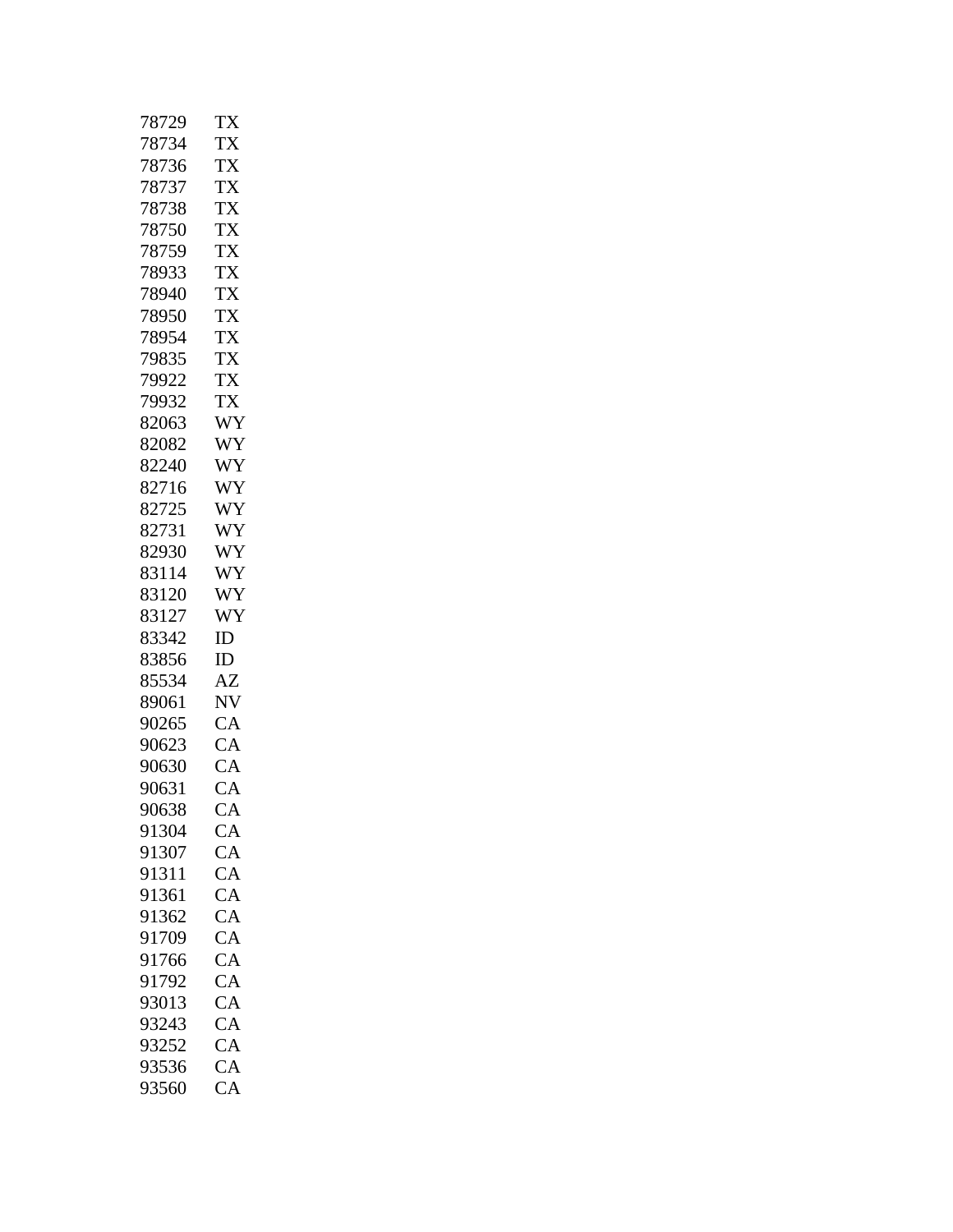| | |
|---|---|
| 78729 | TX |
| 78734 | TX |
| 78736 | TX |
| 78737 | TX |
| 78738 | TX |
| 78750 | TX |
| 78759 | TX |
| 78933 | TX |
| 78940 | TX |
| 78950 | TX |
| 78954 | TX |
| 79835 | TX |
| 79922 | TX |
| 79932 | TX |
| 82063 | WY |
| 82082 | WY |
| 82240 | WY |
| 82716 | WY |
| 82725 | WY |
| 82731 | WY |
| 82930 | WY |
| 83114 | WY |
| 83120 | WY |
| 83127 | WY |
| 83342 | ID |
| 83856 | ID |
| 85534 | AZ |
| 89061 | NV |
| 90265 | CA |
| 90623 | CA |
| 90630 | CA |
| 90631 | CA |
| 90638 | CA |
| 91304 | CA |
| 91307 | CA |
| 91311 | CA |
| 91361 | CA |
| 91362 | CA |
| 91709 | CA |
| 91766 | CA |
| 91792 | CA |
| 93013 | CA |
| 93243 | CA |
| 93252 | CA |
| 93536 | CA |
| 93560 | CA |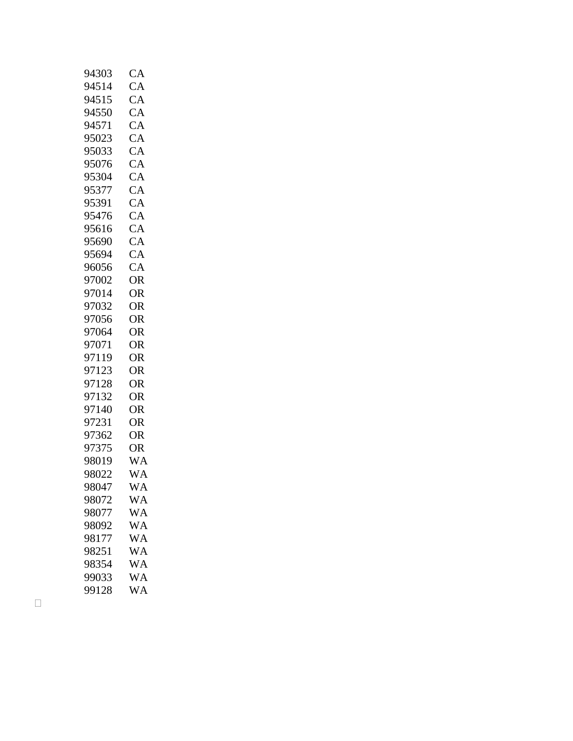| | |
|---|---|
| 94303 | CA |
| 94514 | CA |
| 94515 | CA |
| 94550 | CA |
| 94571 | CA |
| 95023 | CA |
| 95033 | CA |
| 95076 | CA |
| 95304 | CA |
| 95377 | CA |
| 95391 | CA |
| 95476 | CA |
| 95616 | CA |
| 95690 | CA |
| 95694 | CA |
| 96056 | CA |
| 97002 | OR |
| 97014 | OR |
| 97032 | OR |
| 97056 | OR |
| 97064 | OR |
| 97071 | OR |
| 97119 | OR |
| 97123 | OR |
| 97128 | OR |
| 97132 | OR |
| 97140 | OR |
| 97231 | OR |
| 97362 | OR |
| 97375 | OR |
| 98019 | WA |
| 98022 | WA |
| 98047 | WA |
| 98072 | WA |
| 98077 | WA |
| 98092 | WA |
| 98177 | WA |
| 98251 | WA |
| 98354 | WA |
| 99033 | WA |
| 99128 | WA |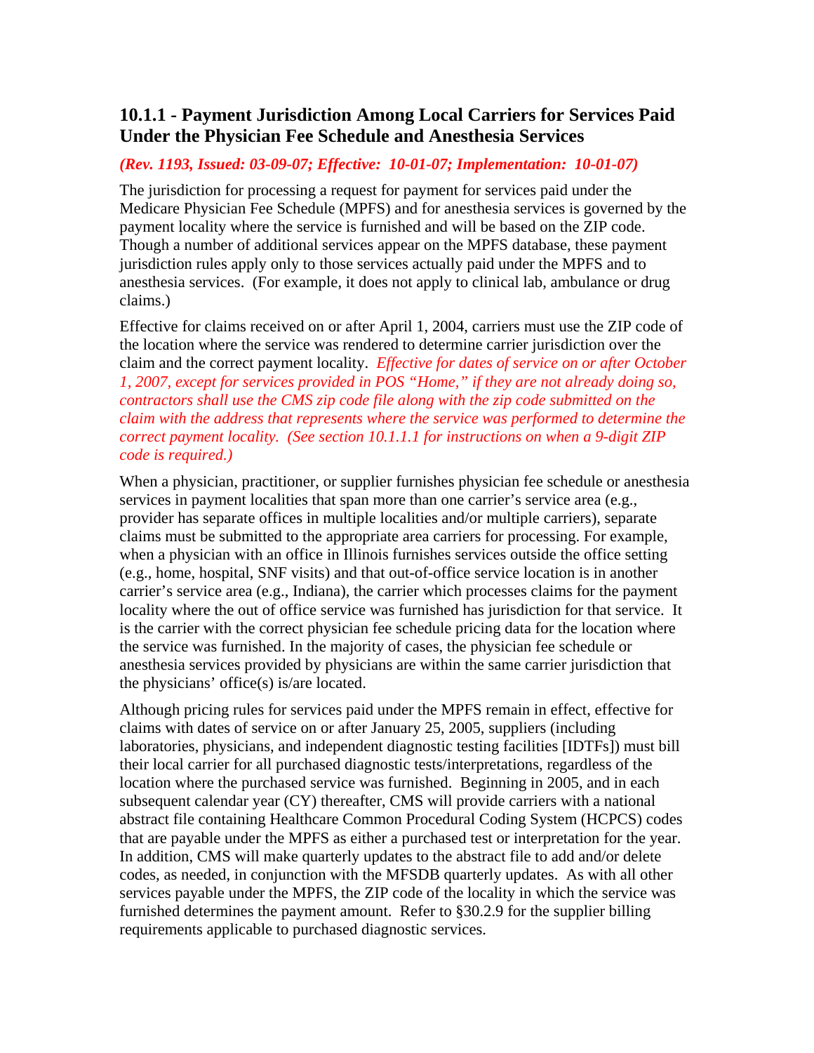### 10.1.1 - Payment Jurisdiction Among Local Carriers for Services Paid Under the Physician Fee Schedule and Anesthesia Services

***(Rev. 1193, Issued: 03-09-07; Effective: 10-01-07; Implementation: 10-01-07)***

The jurisdiction for processing a request for payment for services paid under the Medicare Physician Fee Schedule (MPFS) and for anesthesia services is governed by the payment locality where the service is furnished and will be based on the ZIP code. Though a number of additional services appear on the MPFS database, these payment jurisdiction rules apply only to those services actually paid under the MPFS and to anesthesia services. (For example, it does not apply to clinical lab, ambulance or drug claims.)

Effective for claims received on or after April 1, 2004, carriers must use the ZIP code of the location where the service was rendered to determine carrier jurisdiction over the claim and the correct payment locality. *Effective for dates of service on or after October 1, 2007, except for services provided in POS "Home," if they are not already doing so, contractors shall use the CMS zip code file along with the zip code submitted on the claim with the address that represents where the service was performed to determine the correct payment locality. (See section 10.1.1.1 for instructions on when a 9-digit ZIP code is required.)*

When a physician, practitioner, or supplier furnishes physician fee schedule or anesthesia services in payment localities that span more than one carrier's service area (e.g., provider has separate offices in multiple localities and/or multiple carriers), separate claims must be submitted to the appropriate area carriers for processing. For example, when a physician with an office in Illinois furnishes services outside the office setting (e.g., home, hospital, SNF visits) and that out-of-office service location is in another carrier's service area (e.g., Indiana), the carrier which processes claims for the payment locality where the out of office service was furnished has jurisdiction for that service. It is the carrier with the correct physician fee schedule pricing data for the location where the service was furnished. In the majority of cases, the physician fee schedule or anesthesia services provided by physicians are within the same carrier jurisdiction that the physicians' office(s) is/are located.

Although pricing rules for services paid under the MPFS remain in effect, effective for claims with dates of service on or after January 25, 2005, suppliers (including laboratories, physicians, and independent diagnostic testing facilities [IDTFs]) must bill their local carrier for all purchased diagnostic tests/interpretations, regardless of the location where the purchased service was furnished. Beginning in 2005, and in each subsequent calendar year (CY) thereafter, CMS will provide carriers with a national abstract file containing Healthcare Common Procedural Coding System (HCPCS) codes that are payable under the MPFS as either a purchased test or interpretation for the year. In addition, CMS will make quarterly updates to the abstract file to add and/or delete codes, as needed, in conjunction with the MFSDB quarterly updates. As with all other services payable under the MPFS, the ZIP code of the locality in which the service was furnished determines the payment amount. Refer to §30.2.9 for the supplier billing requirements applicable to purchased diagnostic services.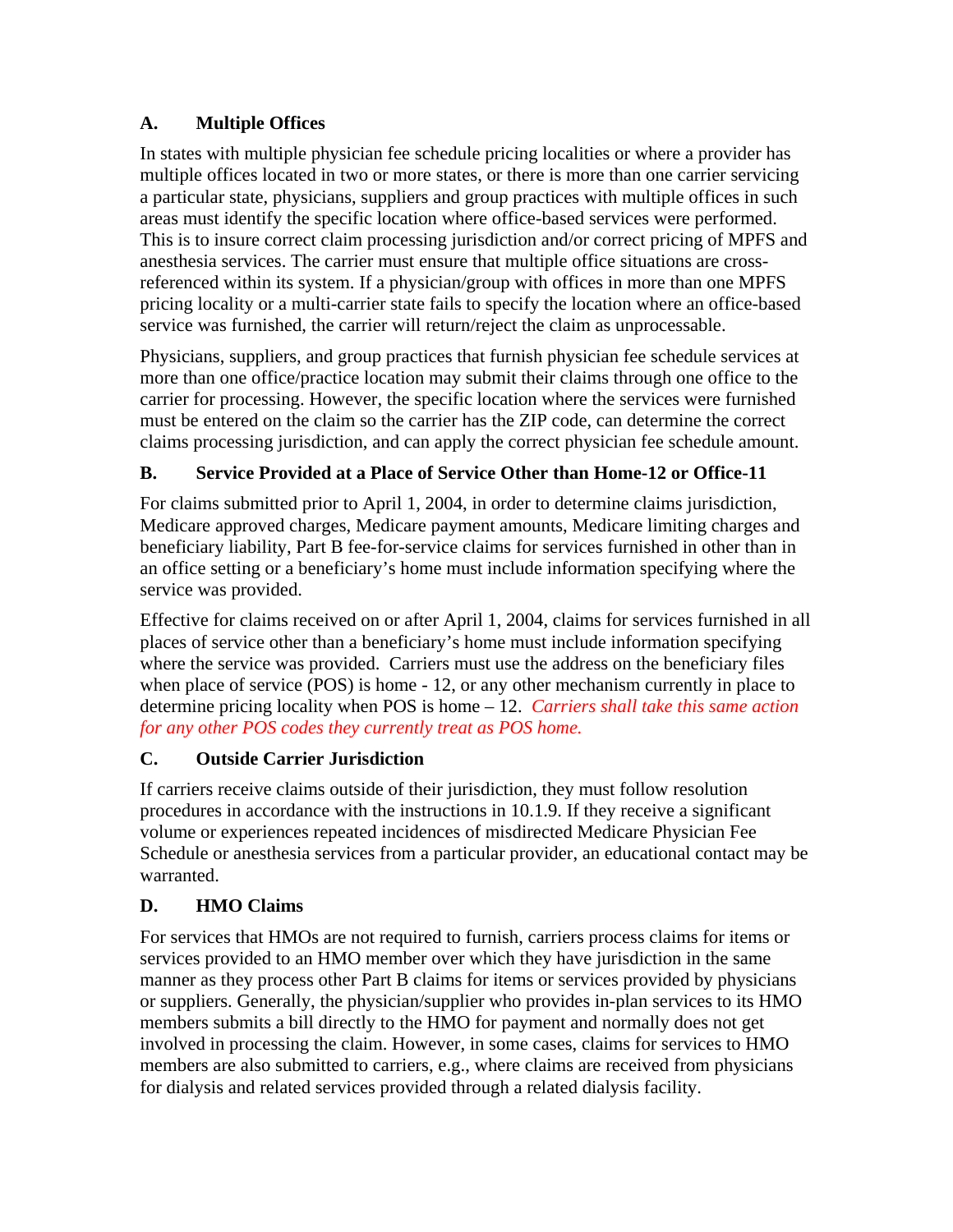### A. Multiple Offices

In states with multiple physician fee schedule pricing localities or where a provider has multiple offices located in two or more states, or there is more than one carrier servicing a particular state, physicians, suppliers and group practices with multiple offices in such areas must identify the specific location where office-based services were performed. This is to insure correct claim processing jurisdiction and/or correct pricing of MPFS and anesthesia services. The carrier must ensure that multiple office situations are cross-referenced within its system. If a physician/group with offices in more than one MPFS pricing locality or a multi-carrier state fails to specify the location where an office-based service was furnished, the carrier will return/reject the claim as unprocessable.

Physicians, suppliers, and group practices that furnish physician fee schedule services at more than one office/practice location may submit their claims through one office to the carrier for processing. However, the specific location where the services were furnished must be entered on the claim so the carrier has the ZIP code, can determine the correct claims processing jurisdiction, and can apply the correct physician fee schedule amount.

### B. Service Provided at a Place of Service Other than Home-12 or Office-11

For claims submitted prior to April 1, 2004, in order to determine claims jurisdiction, Medicare approved charges, Medicare payment amounts, Medicare limiting charges and beneficiary liability, Part B fee-for-service claims for services furnished in other than in an office setting or a beneficiary's home must include information specifying where the service was provided.

Effective for claims received on or after April 1, 2004, claims for services furnished in all places of service other than a beneficiary's home must include information specifying where the service was provided. Carriers must use the address on the beneficiary files when place of service (POS) is home - 12, or any other mechanism currently in place to determine pricing locality when POS is home – 12. *Carriers shall take this same action for any other POS codes they currently treat as POS home.*

### C. Outside Carrier Jurisdiction

If carriers receive claims outside of their jurisdiction, they must follow resolution procedures in accordance with the instructions in 10.1.9. If they receive a significant volume or experiences repeated incidences of misdirected Medicare Physician Fee Schedule or anesthesia services from a particular provider, an educational contact may be warranted.

### D. HMO Claims

For services that HMOs are not required to furnish, carriers process claims for items or services provided to an HMO member over which they have jurisdiction in the same manner as they process other Part B claims for items or services provided by physicians or suppliers. Generally, the physician/supplier who provides in-plan services to its HMO members submits a bill directly to the HMO for payment and normally does not get involved in processing the claim. However, in some cases, claims for services to HMO members are also submitted to carriers, e.g., where claims are received from physicians for dialysis and related services provided through a related dialysis facility.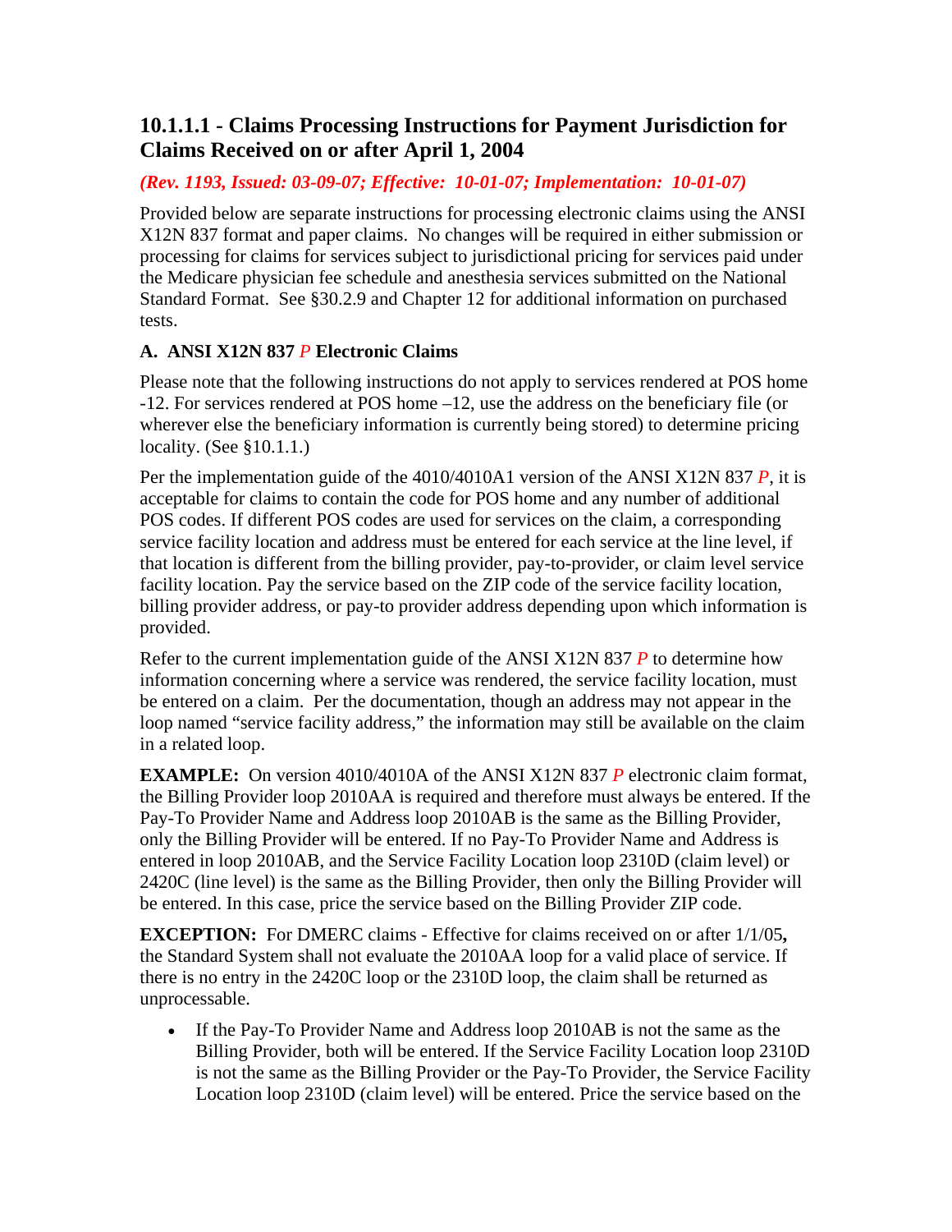### 10.1.1.1 - Claims Processing Instructions for Payment Jurisdiction for Claims Received on or after April 1, 2004

*(Rev. 1193, Issued: 03-09-07; Effective: 10-01-07; Implementation: 10-01-07)*

Provided below are separate instructions for processing electronic claims using the ANSI X12N 837 format and paper claims. No changes will be required in either submission or processing for claims for services subject to jurisdictional pricing for services paid under the Medicare physician fee schedule and anesthesia services submitted on the National Standard Format. See §30.2.9 and Chapter 12 for additional information on purchased tests.

**A. ANSI X12N 837** ***P*** **Electronic Claims**

Please note that the following instructions do not apply to services rendered at POS home -12. For services rendered at POS home –12, use the address on the beneficiary file (or wherever else the beneficiary information is currently being stored) to determine pricing locality. (See §10.1.1.)

Per the implementation guide of the 4010/4010A1 version of the ANSI X12N 837 *P*, it is acceptable for claims to contain the code for POS home and any number of additional POS codes. If different POS codes are used for services on the claim, a corresponding service facility location and address must be entered for each service at the line level, if that location is different from the billing provider, pay-to-provider, or claim level service facility location. Pay the service based on the ZIP code of the service facility location, billing provider address, or pay-to provider address depending upon which information is provided.

Refer to the current implementation guide of the ANSI X12N 837 *P* to determine how information concerning where a service was rendered, the service facility location, must be entered on a claim. Per the documentation, though an address may not appear in the loop named "service facility address," the information may still be available on the claim in a related loop.

**EXAMPLE:** On version 4010/4010A of the ANSI X12N 837 *P* electronic claim format, the Billing Provider loop 2010AA is required and therefore must always be entered. If the Pay-To Provider Name and Address loop 2010AB is the same as the Billing Provider, only the Billing Provider will be entered. If no Pay-To Provider Name and Address is entered in loop 2010AB, and the Service Facility Location loop 2310D (claim level) or 2420C (line level) is the same as the Billing Provider, then only the Billing Provider will be entered. In this case, price the service based on the Billing Provider ZIP code.

**EXCEPTION:** For DMERC claims - Effective for claims received on or after 1/1/05**,** the Standard System shall not evaluate the 2010AA loop for a valid place of service. If there is no entry in the 2420C loop or the 2310D loop, the claim shall be returned as unprocessable.

- If the Pay-To Provider Name and Address loop 2010AB is not the same as the Billing Provider, both will be entered. If the Service Facility Location loop 2310D is not the same as the Billing Provider or the Pay-To Provider, the Service Facility Location loop 2310D (claim level) will be entered. Price the service based on the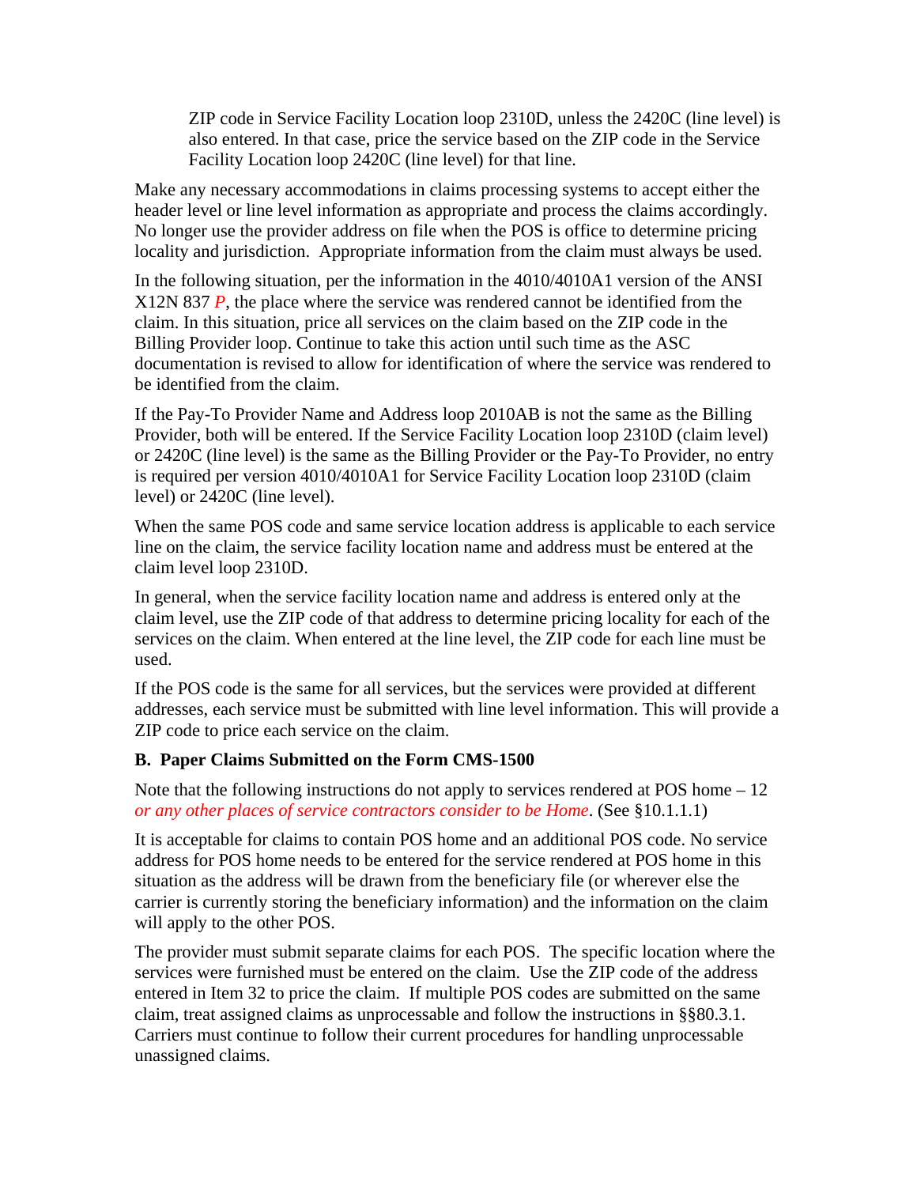ZIP code in Service Facility Location loop 2310D, unless the 2420C (line level) is also entered. In that case, price the service based on the ZIP code in the Service Facility Location loop 2420C (line level) for that line.

Make any necessary accommodations in claims processing systems to accept either the header level or line level information as appropriate and process the claims accordingly. No longer use the provider address on file when the POS is office to determine pricing locality and jurisdiction. Appropriate information from the claim must always be used.

In the following situation, per the information in the 4010/4010A1 version of the ANSI X12N 837 *P*, the place where the service was rendered cannot be identified from the claim. In this situation, price all services on the claim based on the ZIP code in the Billing Provider loop. Continue to take this action until such time as the ASC documentation is revised to allow for identification of where the service was rendered to be identified from the claim.

If the Pay-To Provider Name and Address loop 2010AB is not the same as the Billing Provider, both will be entered. If the Service Facility Location loop 2310D (claim level) or 2420C (line level) is the same as the Billing Provider or the Pay-To Provider, no entry is required per version 4010/4010A1 for Service Facility Location loop 2310D (claim level) or 2420C (line level).

When the same POS code and same service location address is applicable to each service line on the claim, the service facility location name and address must be entered at the claim level loop 2310D.

In general, when the service facility location name and address is entered only at the claim level, use the ZIP code of that address to determine pricing locality for each of the services on the claim. When entered at the line level, the ZIP code for each line must be used.

If the POS code is the same for all services, but the services were provided at different addresses, each service must be submitted with line level information. This will provide a ZIP code to price each service on the claim.

**B. Paper Claims Submitted on the Form CMS-1500**

Note that the following instructions do not apply to services rendered at POS home – 12 *or any other places of service contractors consider to be Home*. (See §10.1.1.1)

It is acceptable for claims to contain POS home and an additional POS code. No service address for POS home needs to be entered for the service rendered at POS home in this situation as the address will be drawn from the beneficiary file (or wherever else the carrier is currently storing the beneficiary information) and the information on the claim will apply to the other POS.

The provider must submit separate claims for each POS. The specific location where the services were furnished must be entered on the claim. Use the ZIP code of the address entered in Item 32 to price the claim. If multiple POS codes are submitted on the same claim, treat assigned claims as unprocessable and follow the instructions in §§80.3.1. Carriers must continue to follow their current procedures for handling unprocessable unassigned claims.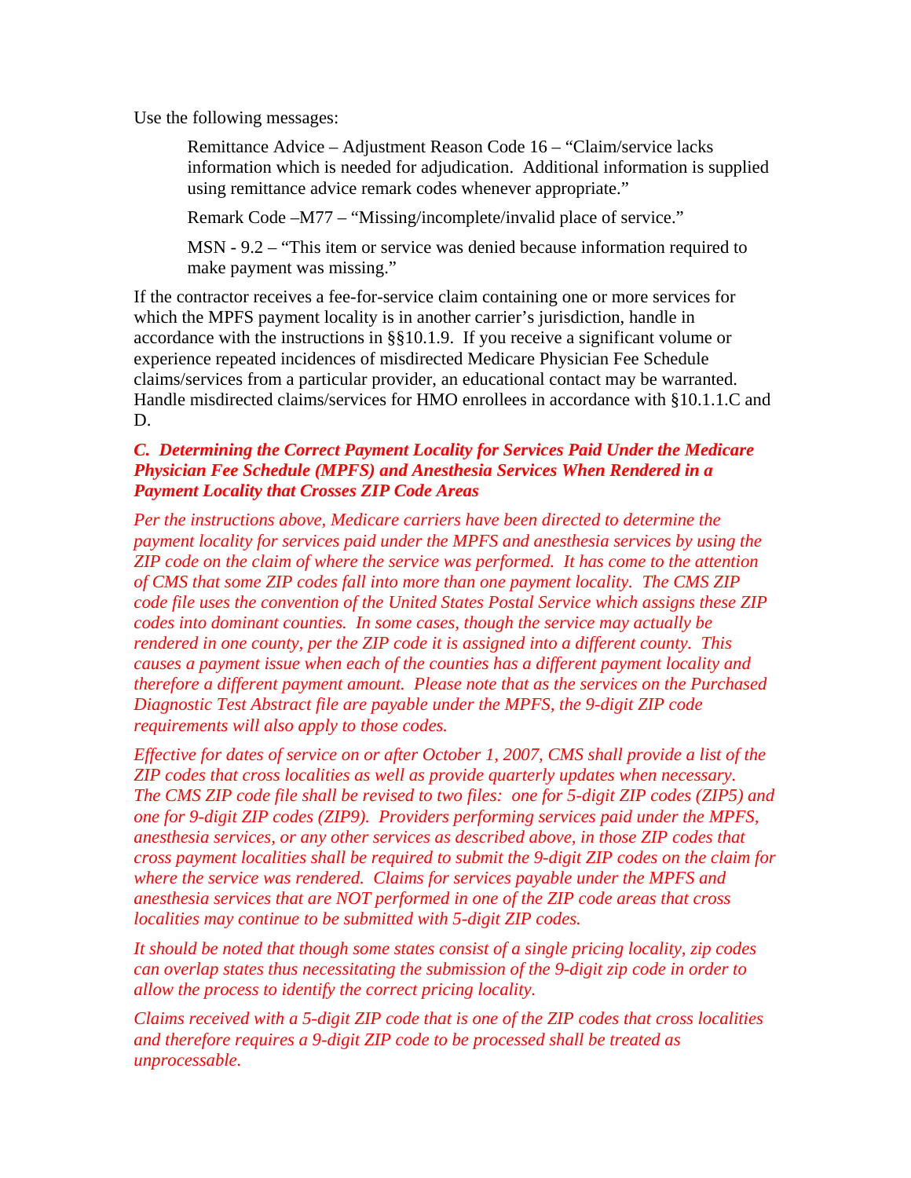Use the following messages:

> Remittance Advice – Adjustment Reason Code 16 – "Claim/service lacks information which is needed for adjudication. Additional information is supplied using remittance advice remark codes whenever appropriate."
>
> Remark Code –M77 – "Missing/incomplete/invalid place of service."
>
> MSN - 9.2 – "This item or service was denied because information required to make payment was missing."

If the contractor receives a fee-for-service claim containing one or more services for which the MPFS payment locality is in another carrier's jurisdiction, handle in accordance with the instructions in §§10.1.9. If you receive a significant volume or experience repeated incidences of misdirected Medicare Physician Fee Schedule claims/services from a particular provider, an educational contact may be warranted. Handle misdirected claims/services for HMO enrollees in accordance with §10.1.1.C and D.

***C. Determining the Correct Payment Locality for Services Paid Under the Medicare Physician Fee Schedule (MPFS) and Anesthesia Services When Rendered in a Payment Locality that Crosses ZIP Code Areas***

*Per the instructions above, Medicare carriers have been directed to determine the payment locality for services paid under the MPFS and anesthesia services by using the ZIP code on the claim of where the service was performed. It has come to the attention of CMS that some ZIP codes fall into more than one payment locality. The CMS ZIP code file uses the convention of the United States Postal Service which assigns these ZIP codes into dominant counties. In some cases, though the service may actually be rendered in one county, per the ZIP code it is assigned into a different county. This causes a payment issue when each of the counties has a different payment locality and therefore a different payment amount. Please note that as the services on the Purchased Diagnostic Test Abstract file are payable under the MPFS, the 9-digit ZIP code requirements will also apply to those codes.*

*Effective for dates of service on or after October 1, 2007, CMS shall provide a list of the ZIP codes that cross localities as well as provide quarterly updates when necessary. The CMS ZIP code file shall be revised to two files: one for 5-digit ZIP codes (ZIP5) and one for 9-digit ZIP codes (ZIP9). Providers performing services paid under the MPFS, anesthesia services, or any other services as described above, in those ZIP codes that cross payment localities shall be required to submit the 9-digit ZIP codes on the claim for where the service was rendered. Claims for services payable under the MPFS and anesthesia services that are NOT performed in one of the ZIP code areas that cross localities may continue to be submitted with 5-digit ZIP codes.*

*It should be noted that though some states consist of a single pricing locality, zip codes can overlap states thus necessitating the submission of the 9-digit zip code in order to allow the process to identify the correct pricing locality.*

*Claims received with a 5-digit ZIP code that is one of the ZIP codes that cross localities and therefore requires a 9-digit ZIP code to be processed shall be treated as unprocessable.*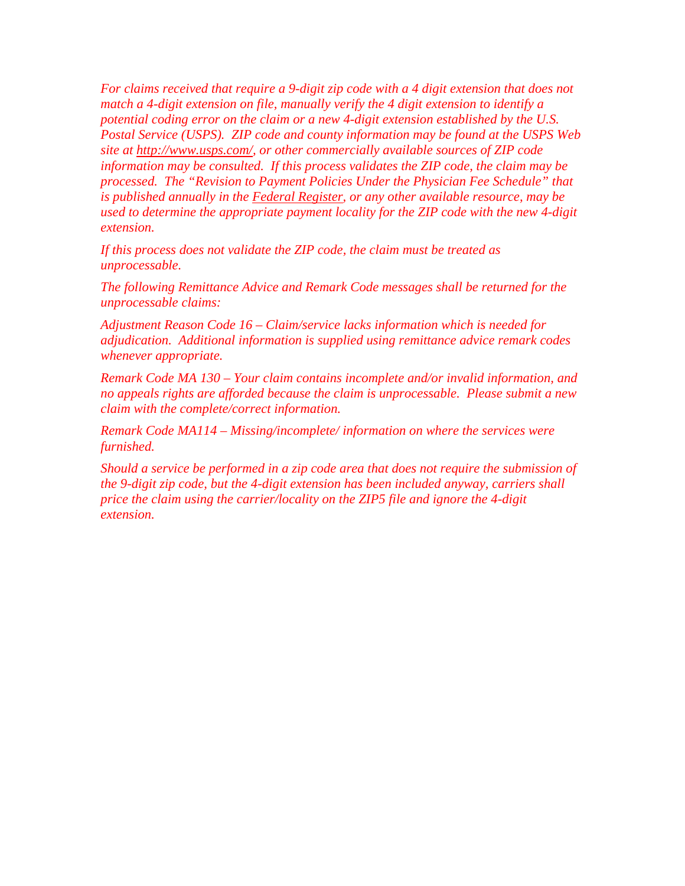*For claims received that require a 9-digit zip code with a 4 digit extension that does not match a 4-digit extension on file, manually verify the 4 digit extension to identify a potential coding error on the claim or a new 4-digit extension established by the U.S. Postal Service (USPS). ZIP code and county information may be found at the USPS Web site at http://www.usps.com/, or other commercially available sources of ZIP code information may be consulted. If this process validates the ZIP code, the claim may be processed. The "Revision to Payment Policies Under the Physician Fee Schedule" that is published annually in the Federal Register, or any other available resource, may be used to determine the appropriate payment locality for the ZIP code with the new 4-digit extension.*

*If this process does not validate the ZIP code, the claim must be treated as unprocessable.*

*The following Remittance Advice and Remark Code messages shall be returned for the unprocessable claims:*

*Adjustment Reason Code 16 – Claim/service lacks information which is needed for adjudication. Additional information is supplied using remittance advice remark codes whenever appropriate.*

*Remark Code MA 130 – Your claim contains incomplete and/or invalid information, and no appeals rights are afforded because the claim is unprocessable. Please submit a new claim with the complete/correct information.*

*Remark Code MA114 – Missing/incomplete/ information on where the services were furnished.*

*Should a service be performed in a zip code area that does not require the submission of the 9-digit zip code, but the 4-digit extension has been included anyway, carriers shall price the claim using the carrier/locality on the ZIP5 file and ignore the 4-digit extension.*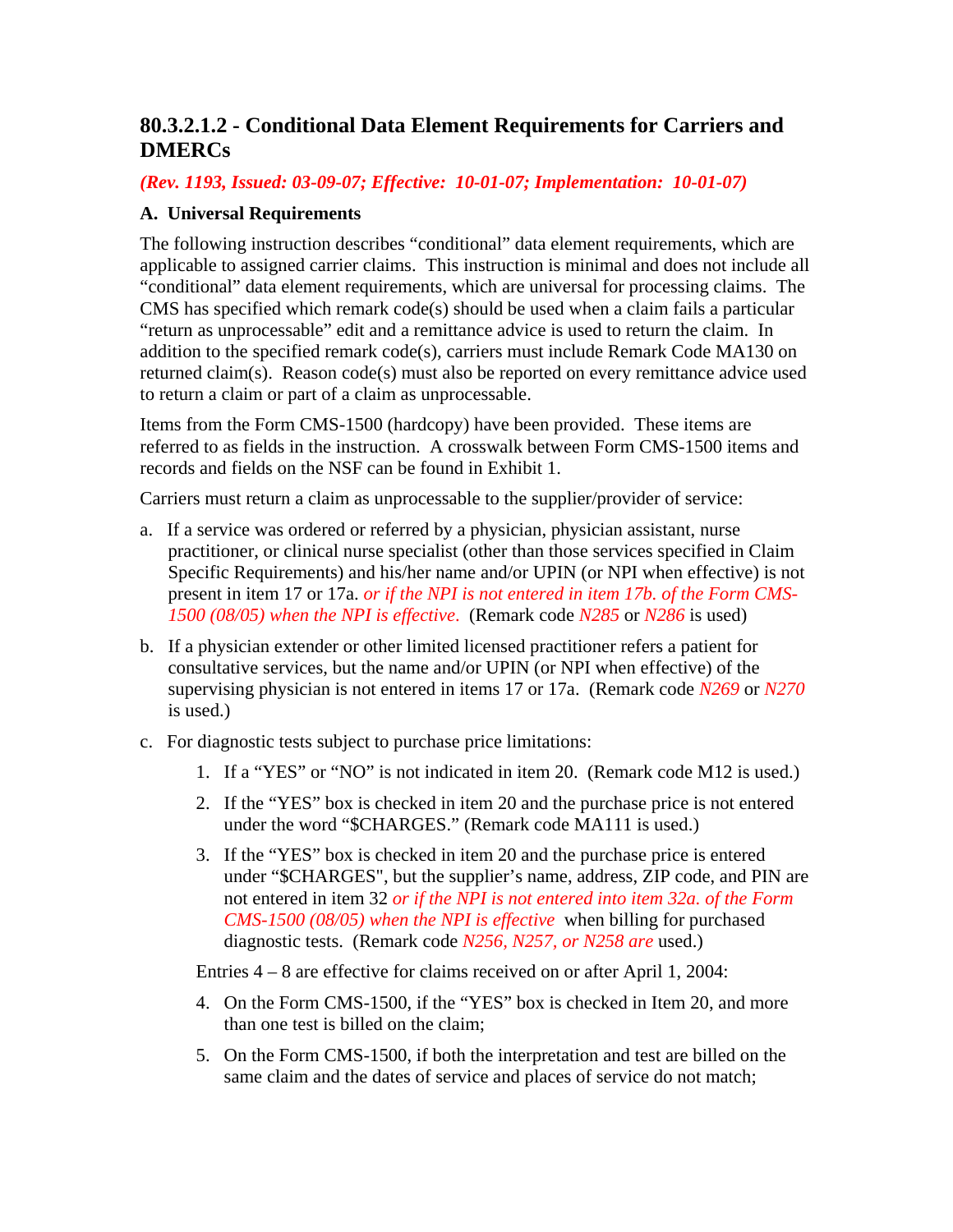### 80.3.2.1.2 - Conditional Data Element Requirements for Carriers and DMERCs

*(Rev. 1193, Issued: 03-09-07; Effective: 10-01-07; Implementation: 10-01-07)*

**A. Universal Requirements**

The following instruction describes "conditional" data element requirements, which are applicable to assigned carrier claims. This instruction is minimal and does not include all "conditional" data element requirements, which are universal for processing claims. The CMS has specified which remark code(s) should be used when a claim fails a particular "return as unprocessable" edit and a remittance advice is used to return the claim. In addition to the specified remark code(s), carriers must include Remark Code MA130 on returned claim(s). Reason code(s) must also be reported on every remittance advice used to return a claim or part of a claim as unprocessable.

Items from the Form CMS-1500 (hardcopy) have been provided. These items are referred to as fields in the instruction. A crosswalk between Form CMS-1500 items and records and fields on the NSF can be found in Exhibit 1.

Carriers must return a claim as unprocessable to the supplier/provider of service:

a. If a service was ordered or referred by a physician, physician assistant, nurse practitioner, or clinical nurse specialist (other than those services specified in Claim Specific Requirements) and his/her name and/or UPIN (or NPI when effective) is not present in item 17 or 17a. *or if the NPI is not entered in item 17b. of the Form CMS-1500 (08/05) when the NPI is effective*. (Remark code *N285* or *N286* is used)

b. If a physician extender or other limited licensed practitioner refers a patient for consultative services, but the name and/or UPIN (or NPI when effective) of the supervising physician is not entered in items 17 or 17a. (Remark code *N269* or *N270* is used.)

c. For diagnostic tests subject to purchase price limitations:

   1. If a "YES" or "NO" is not indicated in item 20. (Remark code M12 is used.)

   2. If the "YES" box is checked in item 20 and the purchase price is not entered under the word "$CHARGES." (Remark code MA111 is used.)

   3. If the "YES" box is checked in item 20 and the purchase price is entered under "$CHARGES", but the supplier's name, address, ZIP code, and PIN are not entered in item 32 *or if the NPI is not entered into item 32a. of the Form CMS-1500 (08/05) when the NPI is effective* when billing for purchased diagnostic tests. (Remark code *N256, N257, or N258 are* used.)

   Entries 4 – 8 are effective for claims received on or after April 1, 2004:

   4. On the Form CMS-1500, if the "YES" box is checked in Item 20, and more than one test is billed on the claim;

   5. On the Form CMS-1500, if both the interpretation and test are billed on the same claim and the dates of service and places of service do not match;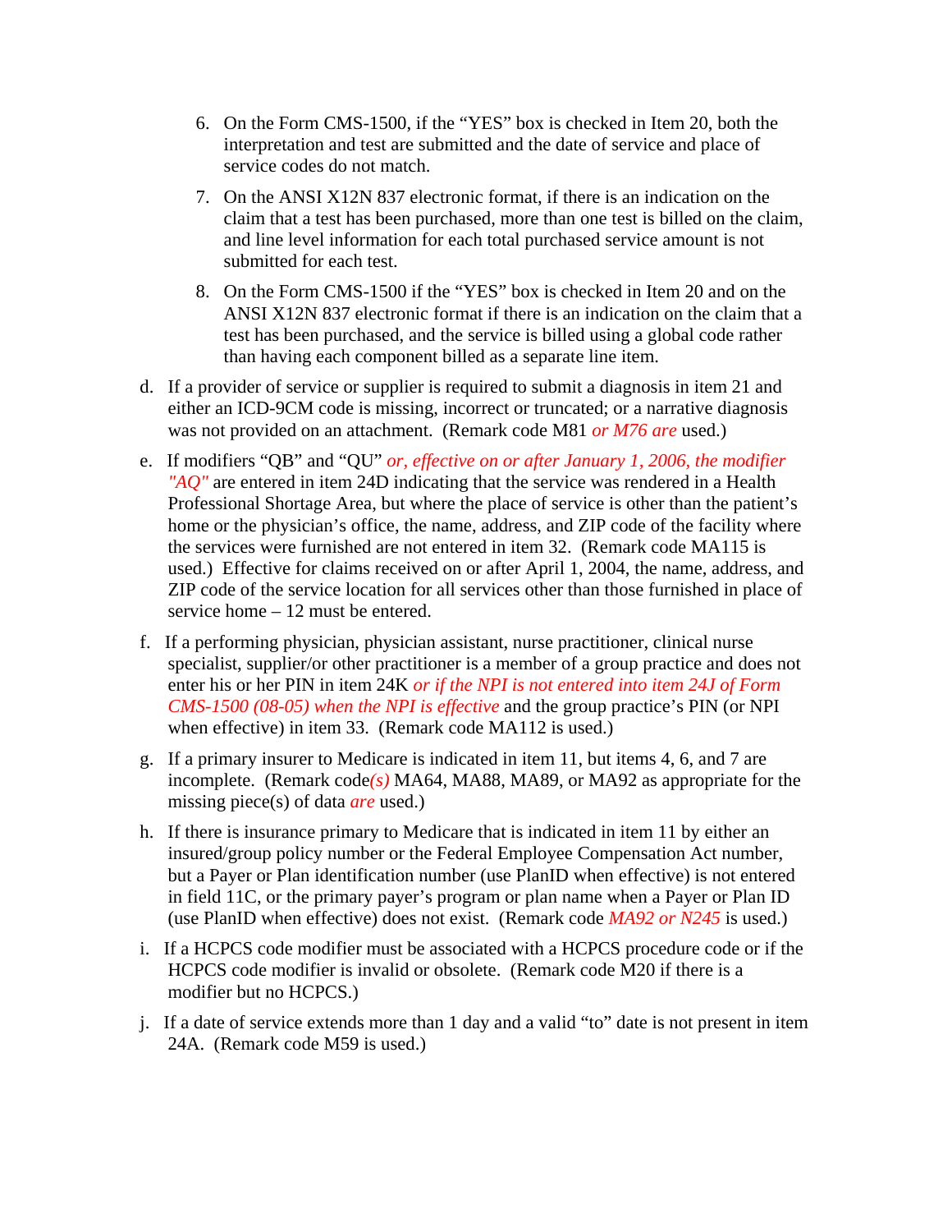6. On the Form CMS-1500, if the "YES" box is checked in Item 20, both the interpretation and test are submitted and the date of service and place of service codes do not match.

7. On the ANSI X12N 837 electronic format, if there is an indication on the claim that a test has been purchased, more than one test is billed on the claim, and line level information for each total purchased service amount is not submitted for each test.

8. On the Form CMS-1500 if the "YES" box is checked in Item 20 and on the ANSI X12N 837 electronic format if there is an indication on the claim that a test has been purchased, and the service is billed using a global code rather than having each component billed as a separate line item.

d. If a provider of service or supplier is required to submit a diagnosis in item 21 and either an ICD-9CM code is missing, incorrect or truncated; or a narrative diagnosis was not provided on an attachment. (Remark code M81 *or M76 are* used.)

e. If modifiers "QB" and "QU" *or, effective on or after January 1, 2006, the modifier "AQ"* are entered in item 24D indicating that the service was rendered in a Health Professional Shortage Area, but where the place of service is other than the patient's home or the physician's office, the name, address, and ZIP code of the facility where the services were furnished are not entered in item 32. (Remark code MA115 is used.) Effective for claims received on or after April 1, 2004, the name, address, and ZIP code of the service location for all services other than those furnished in place of service home – 12 must be entered.

f. If a performing physician, physician assistant, nurse practitioner, clinical nurse specialist, supplier/or other practitioner is a member of a group practice and does not enter his or her PIN in item 24K *or if the NPI is not entered into item 24J of Form CMS-1500 (08-05) when the NPI is effective* and the group practice's PIN (or NPI when effective) in item 33. (Remark code MA112 is used.)

g. If a primary insurer to Medicare is indicated in item 11, but items 4, 6, and 7 are incomplete. (Remark code*(s)* MA64, MA88, MA89, or MA92 as appropriate for the missing piece(s) of data *are* used.)

h. If there is insurance primary to Medicare that is indicated in item 11 by either an insured/group policy number or the Federal Employee Compensation Act number, but a Payer or Plan identification number (use PlanID when effective) is not entered in field 11C, or the primary payer's program or plan name when a Payer or Plan ID (use PlanID when effective) does not exist. (Remark code *MA92 or N245* is used.)

i. If a HCPCS code modifier must be associated with a HCPCS procedure code or if the HCPCS code modifier is invalid or obsolete. (Remark code M20 if there is a modifier but no HCPCS.)

j. If a date of service extends more than 1 day and a valid "to" date is not present in item 24A. (Remark code M59 is used.)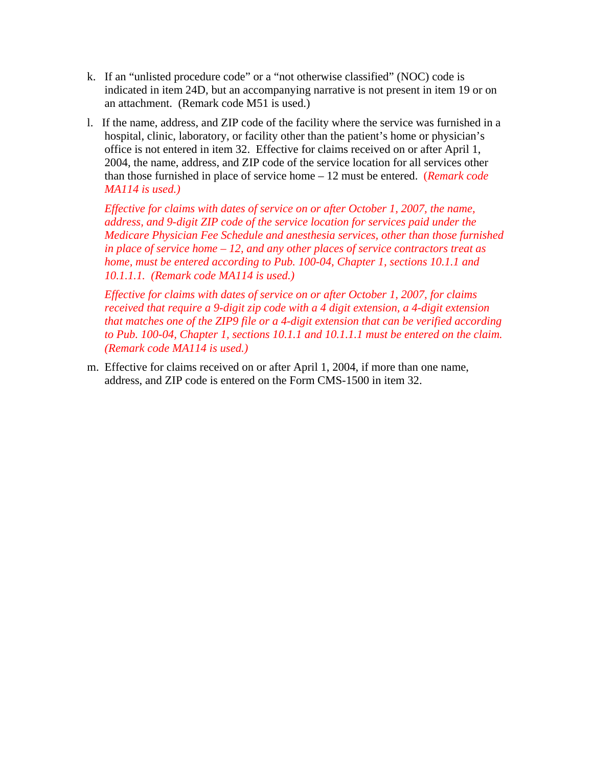k. If an "unlisted procedure code" or a "not otherwise classified" (NOC) code is indicated in item 24D, but an accompanying narrative is not present in item 19 or on an attachment. (Remark code M51 is used.)

l. If the name, address, and ZIP code of the facility where the service was furnished in a hospital, clinic, laboratory, or facility other than the patient's home or physician's office is not entered in item 32. Effective for claims received on or after April 1, 2004, the name, address, and ZIP code of the service location for all services other than those furnished in place of service home – 12 must be entered. *(Remark code MA114 is used.)*

   *Effective for claims with dates of service on or after October 1, 2007, the name, address, and 9-digit ZIP code of the service location for services paid under the Medicare Physician Fee Schedule and anesthesia services, other than those furnished in place of service home – 12, and any other places of service contractors treat as home, must be entered according to Pub. 100-04, Chapter 1, sections 10.1.1 and 10.1.1.1. (Remark code MA114 is used.)*

   *Effective for claims with dates of service on or after October 1, 2007, for claims received that require a 9-digit zip code with a 4 digit extension, a 4-digit extension that matches one of the ZIP9 file or a 4-digit extension that can be verified according to Pub. 100-04, Chapter 1, sections 10.1.1 and 10.1.1.1 must be entered on the claim. (Remark code MA114 is used.)*

m. Effective for claims received on or after April 1, 2004, if more than one name, address, and ZIP code is entered on the Form CMS-1500 in item 32.